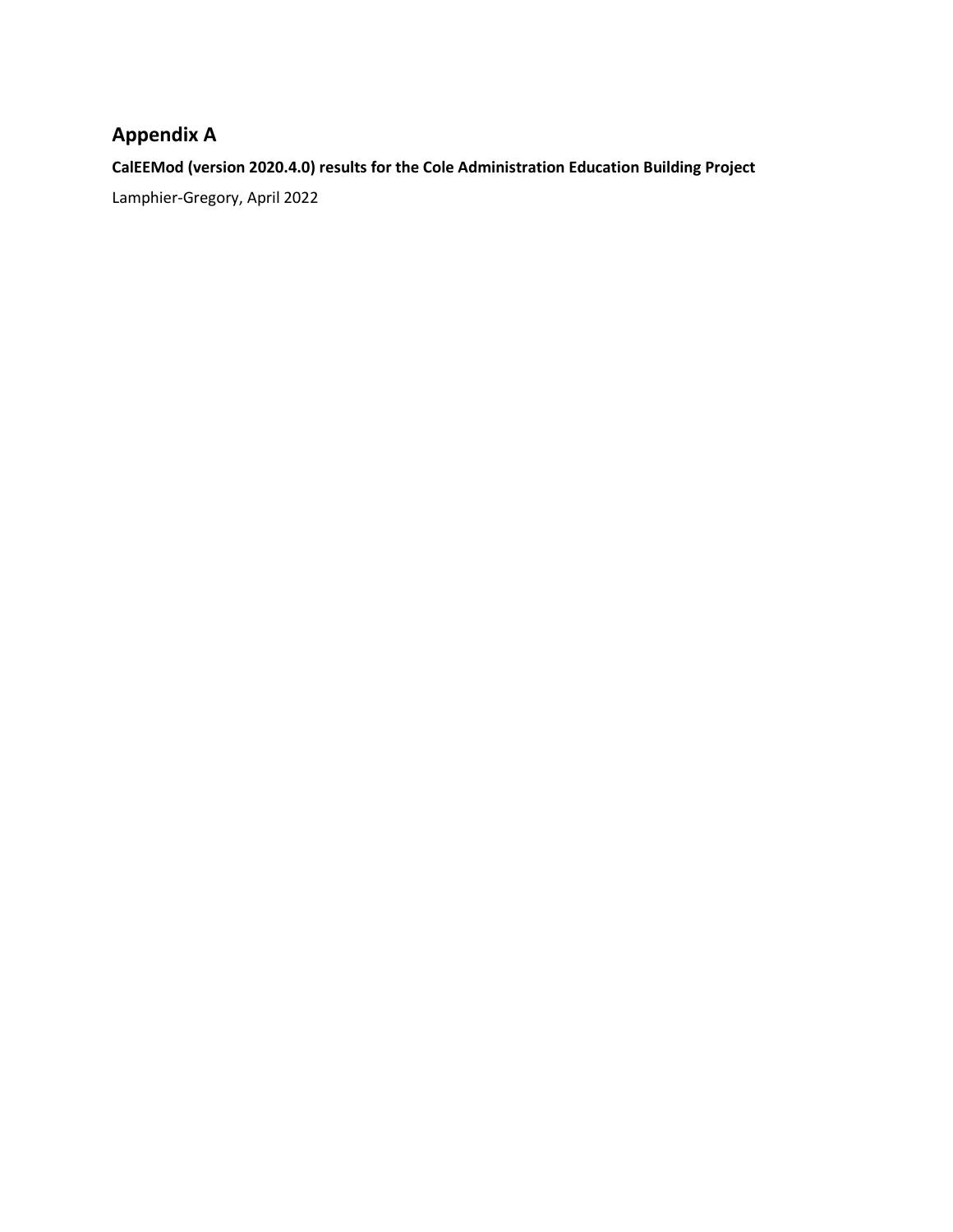## Appendix A

**CalEEMod (version 2020.4.0) results for the Cole Administration Education Building Project**

Lamphier-Gregory, April 2022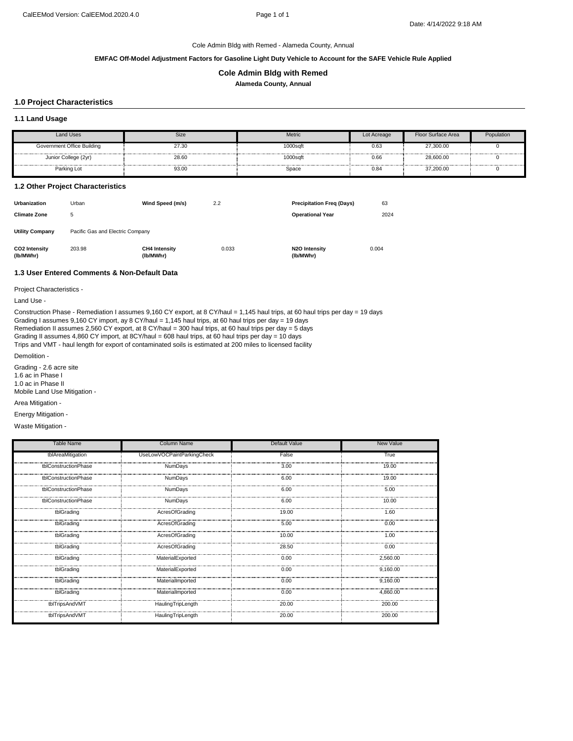Cole Admin Bldg with Remed - Alameda County, Annual

**EMFAC Off-Model Adjustment Factors for Gasoline Light Duty Vehicle to Account for the SAFE Vehicle Rule Applied**

## Cole Admin Bldg with Remed

**Alameda County, Annual**

## 1.0 Project Characteristics

### 1.1 Land Usage

| Land Uses | Size | Metric | Lot Acreage | Floor Surface Area | Population |
|---|---|---|---|---|---|
| Government Office Building | 27.30 | 1000sqft | 0.63 | 27,300.00 | 0 |
| Junior College (2yr) | 28.60 | 1000sqft | 0.66 | 28,600.00 | 0 |
| Parking Lot | 93.00 | Space | 0.84 | 37,200.00 | 0 |

### 1.2 Other Project Characteristics

| | | | | | |
|---|---|---|---|---|---|
| **Urbanization** | Urban | **Wind Speed (m/s)** | 2.2 | **Precipitation Freq (Days)** | 63 |
| **Climate Zone** | 5 | | | **Operational Year** | 2024 |
| **Utility Company** | Pacific Gas and Electric Company | | | | |
| **CO2 Intensity (lb/MWhr)** | 203.98 | **CH4 Intensity (lb/MWhr)** | 0.033 | **N2O Intensity (lb/MWhr)** | 0.004 |

### 1.3 User Entered Comments & Non-Default Data

Project Characteristics -

Land Use -

Construction Phase - Remediation I assumes 9,160 CY export, at 8 CY/haul = 1,145 haul trips, at 60 haul trips per day = 19 days
Grading I assumes 9,160 CY import, ay 8 CY/haul = 1,145 haul trips, at 60 haul trips per day = 19 days
Remediation II assumes 2,560 CY export, at 8 CY/haul = 300 haul trips, at 60 haul trips per day = 5 days
Grading II assumes 4,860 CY import, at 8CY/haul = 608 haul trips, at 60 haul trips per day = 10 days
Trips and VMT - haul length for export of contaminated soils is estimated at 200 miles to licensed facility

Demolition -

Grading - 2.6 acre site
1.6 ac in Phase I
1.0 ac in Phase II
Mobile Land Use Mitigation -

Area Mitigation -

Energy Mitigation -

Waste Mitigation -

| Table Name | Column Name | Default Value | New Value |
|---|---|---|---|
| tblAreaMitigation | UseLowVOCPaintParkingCheck | False | True |
| tblConstructionPhase | NumDays | 3.00 | 19.00 |
| tblConstructionPhase | NumDays | 6.00 | 19.00 |
| tblConstructionPhase | NumDays | 6.00 | 5.00 |
| tblConstructionPhase | NumDays | 6.00 | 10.00 |
| tblGrading | AcresOfGrading | 19.00 | 1.60 |
| tblGrading | AcresOfGrading | 5.00 | 0.00 |
| tblGrading | AcresOfGrading | 10.00 | 1.00 |
| tblGrading | AcresOfGrading | 28.50 | 0.00 |
| tblGrading | MaterialExported | 0.00 | 2,560.00 |
| tblGrading | MaterialExported | 0.00 | 9,160.00 |
| tblGrading | MaterialImported | 0.00 | 9,160.00 |
| tblGrading | MaterialImported | 0.00 | 4,860.00 |
| tblTripsAndVMT | HaulingTripLength | 20.00 | 200.00 |
| tblTripsAndVMT | HaulingTripLength | 20.00 | 200.00 |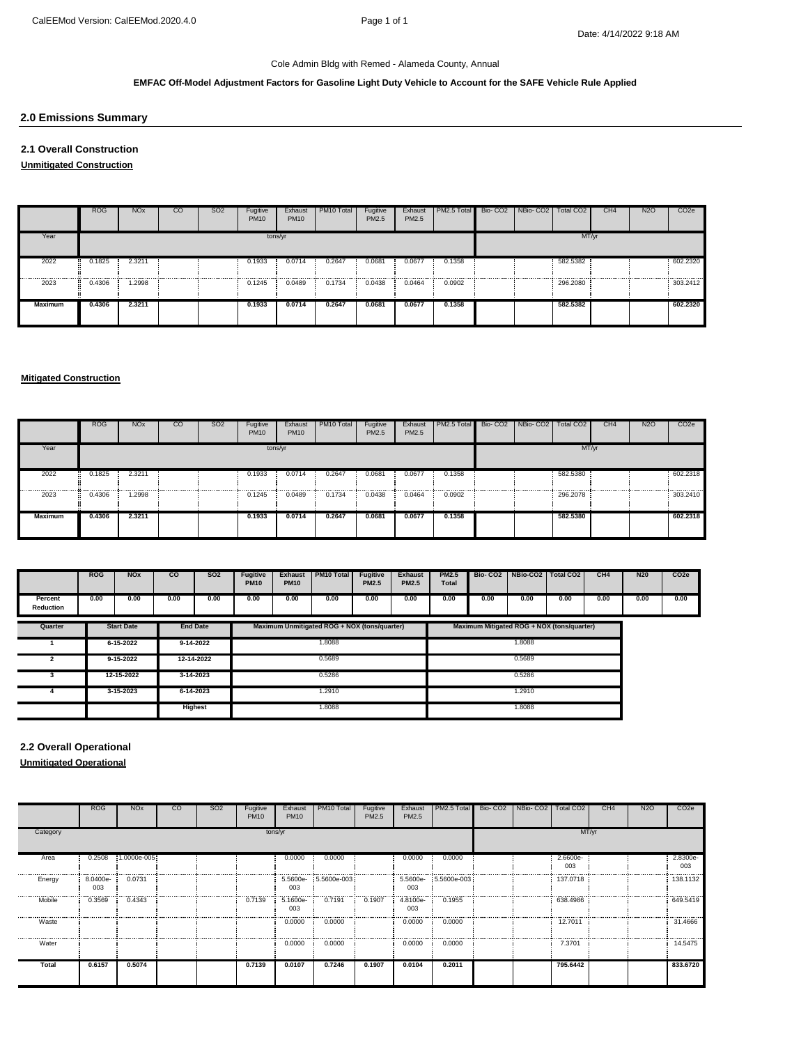Cole Admin Bldg with Remed - Alameda County, Annual

**EMFAC Off-Model Adjustment Factors for Gasoline Light Duty Vehicle to Account for the SAFE Vehicle Rule Applied**

## 2.0 Emissions Summary

### 2.1 Overall Construction

**Unmitigated Construction**

| | ROG | NOx | CO | SO2 | Fugitive PM10 | Exhaust PM10 | PM10 Total | Fugitive PM2.5 | Exhaust PM2.5 | PM2.5 Total | Bio- CO2 | NBio- CO2 | Total CO2 | CH4 | N2O | CO2e |
|---|---|---|---|---|---|---|---|---|---|---|---|---|---|---|---|---|
| Year | tons/yr | | | | | | | | | | MT/yr | | | | | |
| 2022 | 0.1825 | 2.3211 | | | 0.1933 | 0.0714 | 0.2647 | 0.0681 | 0.0677 | 0.1358 | | | 582.5382 | | | 602.2320 |
| 2023 | 0.4306 | 1.2998 | | | 0.1245 | 0.0489 | 0.1734 | 0.0438 | 0.0464 | 0.0902 | | | 296.2080 | | | 303.2412 |
| **Maximum** | **0.4306** | **2.3211** | | | **0.1933** | **0.0714** | **0.2647** | **0.0681** | **0.0677** | **0.1358** | | | **582.5382** | | | **602.2320** |

**Mitigated Construction**

| | ROG | NOx | CO | SO2 | Fugitive PM10 | Exhaust PM10 | PM10 Total | Fugitive PM2.5 | Exhaust PM2.5 | PM2.5 Total | Bio- CO2 | NBio- CO2 | Total CO2 | CH4 | N2O | CO2e |
|---|---|---|---|---|---|---|---|---|---|---|---|---|---|---|---|---|
| Year | tons/yr | | | | | | | | | | MT/yr | | | | | |
| 2022 | 0.1825 | 2.3211 | | | 0.1933 | 0.0714 | 0.2647 | 0.0681 | 0.0677 | 0.1358 | | | 582.5380 | | | 602.2318 |
| 2023 | 0.4306 | 1.2998 | | | 0.1245 | 0.0489 | 0.1734 | 0.0438 | 0.0464 | 0.0902 | | | 296.2078 | | | 303.2410 |
| **Maximum** | **0.4306** | **2.3211** | | | **0.1933** | **0.0714** | **0.2647** | **0.0681** | **0.0677** | **0.1358** | | | **582.5380** | | | **602.2318** |

| | ROG | NOx | CO | SO2 | Fugitive PM10 | Exhaust PM10 | PM10 Total | Fugitive PM2.5 | Exhaust PM2.5 | PM2.5 Total | Bio- CO2 | NBio-CO2 | Total CO2 | CH4 | N20 | CO2e |
|---|---|---|---|---|---|---|---|---|---|---|---|---|---|---|---|---|
| **Percent Reduction** | 0.00 | 0.00 | 0.00 | 0.00 | 0.00 | 0.00 | 0.00 | 0.00 | 0.00 | 0.00 | 0.00 | 0.00 | 0.00 | 0.00 | 0.00 | 0.00 |

| Quarter | Start Date | End Date | Maximum Unmitigated ROG + NOX (tons/quarter) | Maximum Mitigated ROG + NOX (tons/quarter) |
|---|---|---|---|---|
| 1 | 6-15-2022 | 9-14-2022 | 1.8088 | 1.8088 |
| 2 | 9-15-2022 | 12-14-2022 | 0.5689 | 0.5689 |
| 3 | 12-15-2022 | 3-14-2023 | 0.5286 | 0.5286 |
| 4 | 3-15-2023 | 6-14-2023 | 1.2910 | 1.2910 |
| | | Highest | 1.8088 | 1.8088 |

### 2.2 Overall Operational

**Unmitigated Operational**

| | ROG | NOx | CO | SO2 | Fugitive PM10 | Exhaust PM10 | PM10 Total | Fugitive PM2.5 | Exhaust PM2.5 | PM2.5 Total | Bio- CO2 | NBio- CO2 | Total CO2 | CH4 | N2O | CO2e |
|---|---|---|---|---|---|---|---|---|---|---|---|---|---|---|---|---|
| Category | tons/yr | | | | | | | | | | MT/yr | | | | | |
| Area | 0.2508 | 1.0000e-005 | | | | 0.0000 | 0.0000 | | 0.0000 | 0.0000 | | | 2.6600e-003 | | | 2.8300e-003 |
| Energy | 8.0400e-003 | 0.0731 | | | | 5.5600e-003 | 5.5600e-003 | | 5.5600e-003 | 5.5600e-003 | | | 137.0718 | | | 138.1132 |
| Mobile | 0.3569 | 0.4343 | | | 0.7139 | 5.1600e-003 | 0.7191 | 0.1907 | 4.8100e-003 | 0.1955 | | | 638.4986 | | | 649.5419 |
| Waste | | | | | | 0.0000 | 0.0000 | | 0.0000 | 0.0000 | | | 12.7011 | | | 31.4666 |
| Water | | | | | | 0.0000 | 0.0000 | | 0.0000 | 0.0000 | | | 7.3701 | | | 14.5475 |
| **Total** | **0.6157** | **0.5074** | | | **0.7139** | **0.0107** | **0.7246** | **0.1907** | **0.0104** | **0.2011** | | | **795.6442** | | | **833.6720** |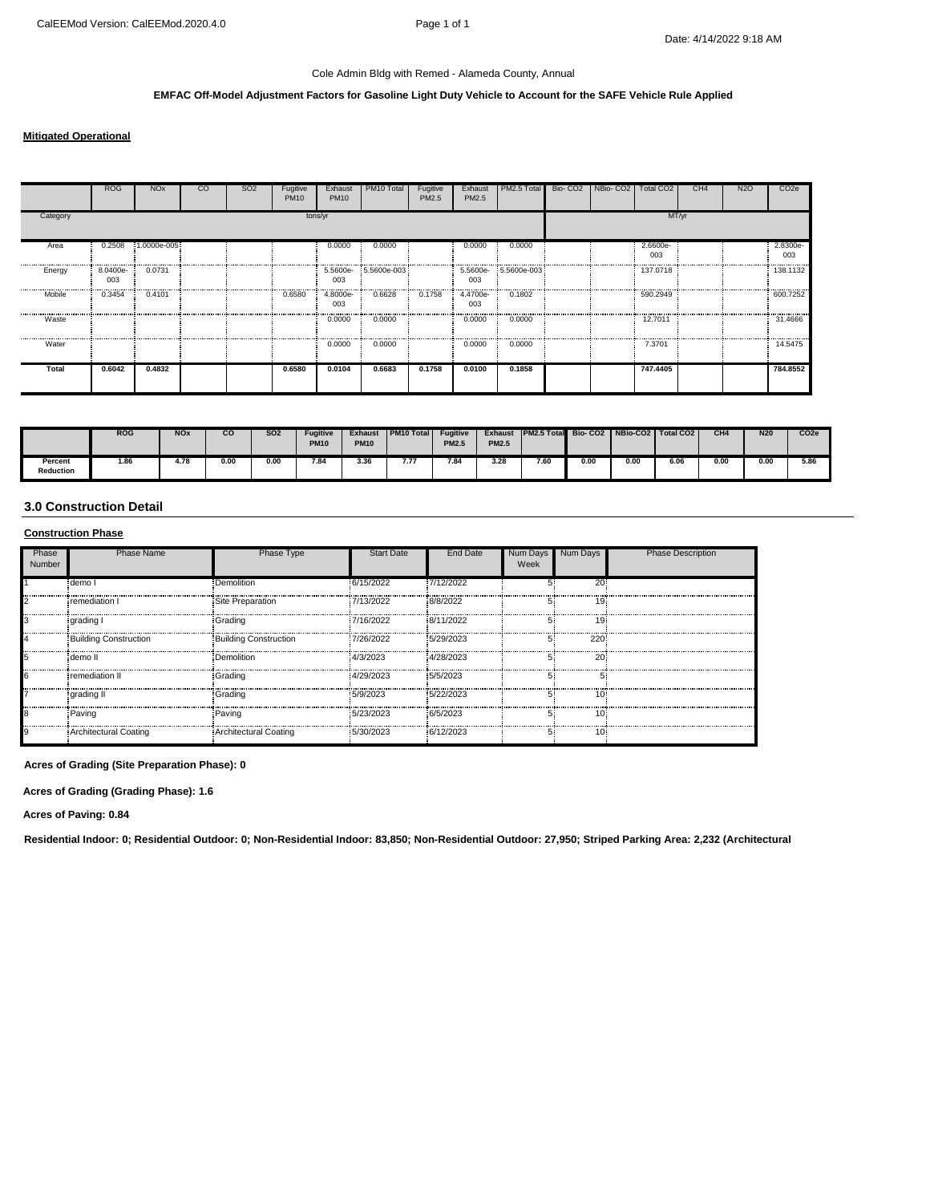Cole Admin Bldg with Remed - Alameda County, Annual

**EMFAC Off-Model Adjustment Factors for Gasoline Light Duty Vehicle to Account for the SAFE Vehicle Rule Applied**

**Mitigated Operational**

| | ROG | NOx | CO | SO2 | Fugitive PM10 | Exhaust PM10 | PM10 Total | Fugitive PM2.5 | Exhaust PM2.5 | PM2.5 Total | Bio- CO2 | NBio- CO2 | Total CO2 | CH4 | N2O | CO2e |
|---|---|---|---|---|---|---|---|---|---|---|---|---|---|---|---|---|
| Category | tons/yr | | | | | | | | | | MT/yr | | | | | |
| Area | 0.2508 | 1.0000e-005 | | | | 0.0000 | 0.0000 | | 0.0000 | 0.0000 | | | 2.6600e-003 | | | 2.8300e-003 |
| Energy | 8.0400e-003 | 0.0731 | | | | 5.5600e-003 | 5.5600e-003 | | 5.5600e-003 | 5.5600e-003 | | | 137.0718 | | | 138.1132 |
| Mobile | 0.3454 | 0.4101 | | | 0.6580 | 4.8000e-003 | 0.6628 | 0.1758 | 4.4700e-003 | 0.1802 | | | 590.2949 | | | 600.7252 |
| Waste | | | | | | 0.0000 | 0.0000 | | 0.0000 | 0.0000 | | | 12.7011 | | | 31.4666 |
| Water | | | | | | 0.0000 | 0.0000 | | 0.0000 | 0.0000 | | | 7.3701 | | | 14.5475 |
| **Total** | **0.6042** | **0.4832** | | | **0.6580** | **0.0104** | **0.6683** | **0.1758** | **0.0100** | **0.1858** | | | **747.4405** | | | **784.8552** |

| | ROG | NOx | CO | SO2 | Fugitive PM10 | Exhaust PM10 | PM10 Total | Fugitive PM2.5 | Exhaust PM2.5 | PM2.5 Total | Bio- CO2 | NBio-CO2 | Total CO2 | CH4 | N20 | CO2e |
|---|---|---|---|---|---|---|---|---|---|---|---|---|---|---|---|---|
| **Percent Reduction** | 1.86 | 4.78 | 0.00 | 0.00 | 7.84 | 3.36 | 7.77 | 7.84 | 3.28 | 7.60 | 0.00 | 0.00 | 6.06 | 0.00 | 0.00 | 5.86 |

## 3.0 Construction Detail

**Construction Phase**

| Phase Number | Phase Name | Phase Type | Start Date | End Date | Num Days Week | Num Days | Phase Description |
|---|---|---|---|---|---|---|---|
| 1 | demo I | Demolition | 6/15/2022 | 7/12/2022 | 5 | 20 | |
| 2 | remediation I | Site Preparation | 7/13/2022 | 8/8/2022 | 5 | 19 | |
| 3 | grading I | Grading | 7/16/2022 | 8/11/2022 | 5 | 19 | |
| 4 | Building Construction | Building Construction | 7/26/2022 | 5/29/2023 | 5 | 220 | |
| 5 | demo II | Demolition | 4/3/2023 | 4/28/2023 | 5 | 20 | |
| 6 | remediation II | Grading | 4/29/2023 | 5/5/2023 | 5 | 5 | |
| 7 | grading II | Grading | 5/9/2023 | 5/22/2023 | 5 | 10 | |
| 8 | Paving | Paving | 5/23/2023 | 6/5/2023 | 5 | 10 | |
| 9 | Architectural Coating | Architectural Coating | 5/30/2023 | 6/12/2023 | 5 | 10 | |

**Acres of Grading (Site Preparation Phase): 0**

**Acres of Grading (Grading Phase): 1.6**

**Acres of Paving: 0.84**

**Residential Indoor: 0; Residential Outdoor: 0; Non-Residential Indoor: 83,850; Non-Residential Outdoor: 27,950; Striped Parking Area: 2,232 (Architectural**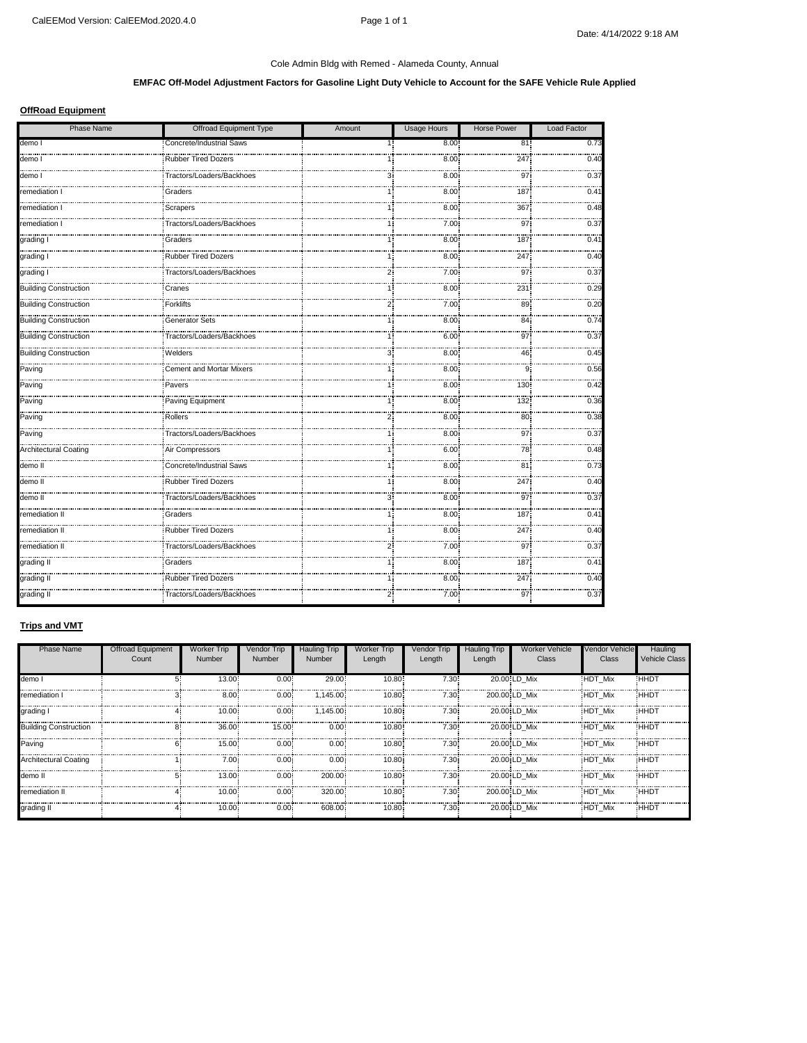Cole Admin Bldg with Remed - Alameda County, Annual

**EMFAC Off-Model Adjustment Factors for Gasoline Light Duty Vehicle to Account for the SAFE Vehicle Rule Applied**

**OffRoad Equipment**

| Phase Name | Offroad Equipment Type | Amount | Usage Hours | Horse Power | Load Factor |
|---|---|---|---|---|---|
| demo I | Concrete/Industrial Saws | 1 | 8.00 | 81 | 0.73 |
| demo I | Rubber Tired Dozers | 1 | 8.00 | 247 | 0.40 |
| demo I | Tractors/Loaders/Backhoes | 3 | 8.00 | 97 | 0.37 |
| remediation I | Graders | 1 | 8.00 | 187 | 0.41 |
| remediation I | Scrapers | 1 | 8.00 | 367 | 0.48 |
| remediation I | Tractors/Loaders/Backhoes | 1 | 7.00 | 97 | 0.37 |
| grading I | Graders | 1 | 8.00 | 187 | 0.41 |
| grading I | Rubber Tired Dozers | 1 | 8.00 | 247 | 0.40 |
| grading I | Tractors/Loaders/Backhoes | 2 | 7.00 | 97 | 0.37 |
| Building Construction | Cranes | 1 | 8.00 | 231 | 0.29 |
| Building Construction | Forklifts | 2 | 7.00 | 89 | 0.20 |
| Building Construction | Generator Sets | 1 | 8.00 | 84 | 0.74 |
| Building Construction | Tractors/Loaders/Backhoes | 1 | 6.00 | 97 | 0.37 |
| Building Construction | Welders | 3 | 8.00 | 46 | 0.45 |
| Paving | Cement and Mortar Mixers | 1 | 8.00 | 9 | 0.56 |
| Paving | Pavers | 1 | 8.00 | 130 | 0.42 |
| Paving | Paving Equipment | 1 | 8.00 | 132 | 0.36 |
| Paving | Rollers | 2 | 8.00 | 80 | 0.38 |
| Paving | Tractors/Loaders/Backhoes | 1 | 8.00 | 97 | 0.37 |
| Architectural Coating | Air Compressors | 1 | 6.00 | 78 | 0.48 |
| demo II | Concrete/Industrial Saws | 1 | 8.00 | 81 | 0.73 |
| demo II | Rubber Tired Dozers | 1 | 8.00 | 247 | 0.40 |
| demo II | Tractors/Loaders/Backhoes | 3 | 8.00 | 97 | 0.37 |
| remediation II | Graders | 1 | 8.00 | 187 | 0.41 |
| remediation II | Rubber Tired Dozers | 1 | 8.00 | 247 | 0.40 |
| remediation II | Tractors/Loaders/Backhoes | 2 | 7.00 | 97 | 0.37 |
| grading II | Graders | 1 | 8.00 | 187 | 0.41 |
| grading II | Rubber Tired Dozers | 1 | 8.00 | 247 | 0.40 |
| grading II | Tractors/Loaders/Backhoes | 2 | 7.00 | 97 | 0.37 |

**Trips and VMT**

| Phase Name | Offroad Equipment Count | Worker Trip Number | Vendor Trip Number | Hauling Trip Number | Worker Trip Length | Vendor Trip Length | Hauling Trip Length | Worker Vehicle Class | Vendor Vehicle Class | Hauling Vehicle Class |
|---|---|---|---|---|---|---|---|---|---|---|
| demo I | 5 | 13.00 | 0.00 | 29.00 | 10.80 | 7.30 | 20.00 | LD_Mix | HDT_Mix | HHDT |
| remediation I | 3 | 8.00 | 0.00 | 1,145.00 | 10.80 | 7.30 | 200.00 | LD_Mix | HDT_Mix | HHDT |
| grading I | 4 | 10.00 | 0.00 | 1,145.00 | 10.80 | 7.30 | 20.00 | LD_Mix | HDT_Mix | HHDT |
| Building Construction | 8 | 36.00 | 15.00 | 0.00 | 10.80 | 7.30 | 20.00 | LD_Mix | HDT_Mix | HHDT |
| Paving | 6 | 15.00 | 0.00 | 0.00 | 10.80 | 7.30 | 20.00 | LD_Mix | HDT_Mix | HHDT |
| Architectural Coating | 1 | 7.00 | 0.00 | 0.00 | 10.80 | 7.30 | 20.00 | LD_Mix | HDT_Mix | HHDT |
| demo II | 5 | 13.00 | 0.00 | 200.00 | 10.80 | 7.30 | 20.00 | LD_Mix | HDT_Mix | HHDT |
| remediation II | 4 | 10.00 | 0.00 | 320.00 | 10.80 | 7.30 | 200.00 | LD_Mix | HDT_Mix | HHDT |
| grading II | 4 | 10.00 | 0.00 | 608.00 | 10.80 | 7.30 | 20.00 | LD_Mix | HDT_Mix | HHDT |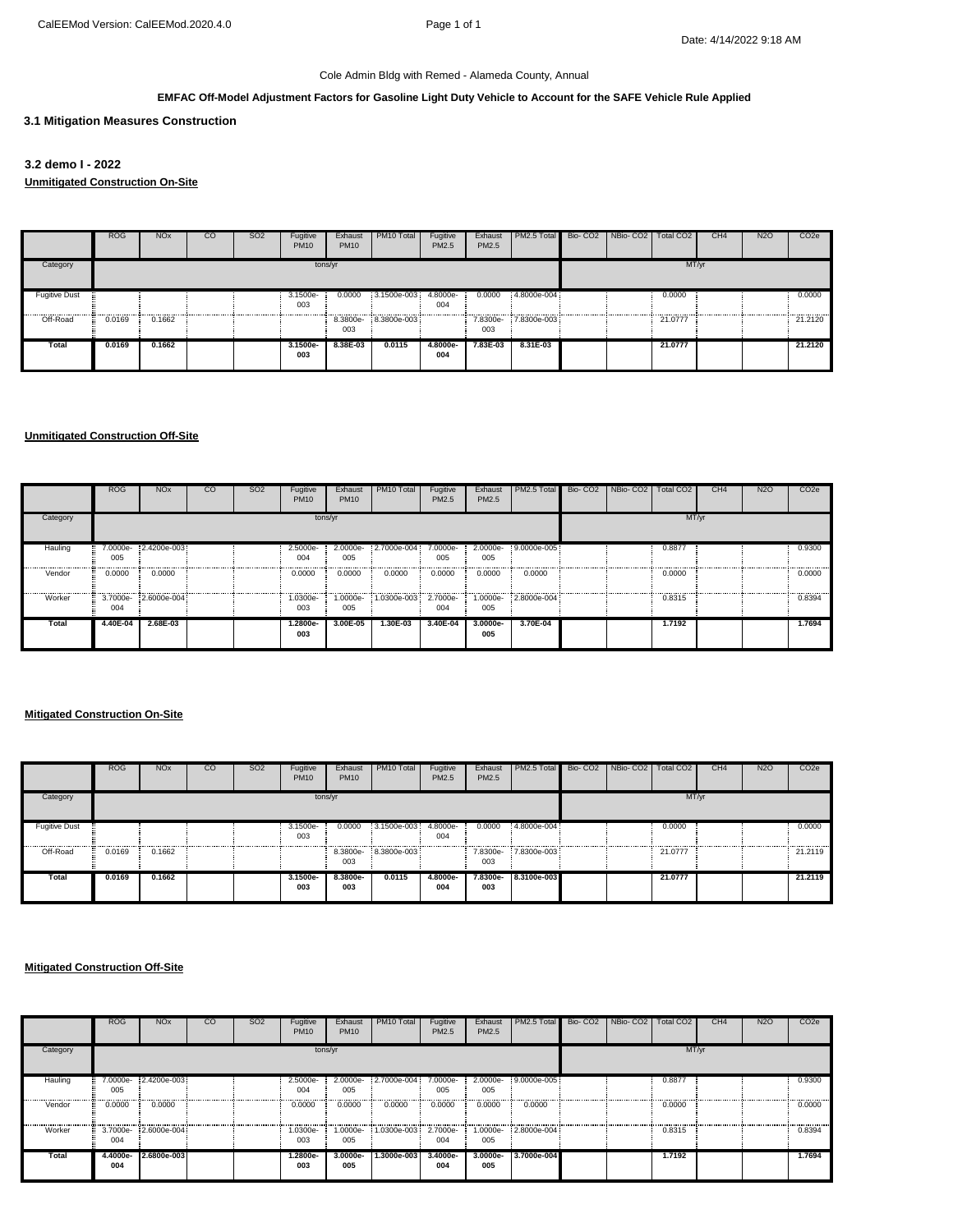Cole Admin Bldg with Remed - Alameda County, Annual

**EMFAC Off-Model Adjustment Factors for Gasoline Light Duty Vehicle to Account for the SAFE Vehicle Rule Applied**

## 3.1 Mitigation Measures Construction

## 3.2 demo I - 2022

**Unmitigated Construction On-Site**

| | ROG | NOx | CO | SO2 | Fugitive PM10 | Exhaust PM10 | PM10 Total | Fugitive PM2.5 | Exhaust PM2.5 | PM2.5 Total | Bio- CO2 | NBio- CO2 | Total CO2 | CH4 | N2O | CO2e |
|---|---|---|---|---|---|---|---|---|---|---|---|---|---|---|---|---|
| Category | tons/yr | | | | | | | | | | MT/yr | | | | | |
| Fugitive Dust | | | | | 3.1500e-003 | 0.0000 | 3.1500e-003 | 4.8000e-004 | 0.0000 | 4.8000e-004 | | | 0.0000 | | | 0.0000 |
| Off-Road | 0.0169 | 0.1662 | | | | 8.3800e-003 | 8.3800e-003 | | 7.8300e-003 | 7.8300e-003 | | | 21.0777 | | | 21.2120 |
| **Total** | **0.0169** | **0.1662** | | | **3.1500e-003** | **8.38E-03** | **0.0115** | **4.8000e-004** | **7.83E-03** | **8.31E-03** | | | **21.0777** | | | **21.2120** |

**Unmitigated Construction Off-Site**

| | ROG | NOx | CO | SO2 | Fugitive PM10 | Exhaust PM10 | PM10 Total | Fugitive PM2.5 | Exhaust PM2.5 | PM2.5 Total | Bio- CO2 | NBio- CO2 | Total CO2 | CH4 | N2O | CO2e |
|---|---|---|---|---|---|---|---|---|---|---|---|---|---|---|---|---|
| Category | tons/yr | | | | | | | | | | MT/yr | | | | | |
| Hauling | 7.0000e-005 | 2.4200e-003 | | | 2.5000e-004 | 2.0000e-005 | 2.7000e-004 | 7.0000e-005 | 2.0000e-005 | 9.0000e-005 | | | 0.8877 | | | 0.9300 |
| Vendor | 0.0000 | 0.0000 | | | 0.0000 | 0.0000 | 0.0000 | 0.0000 | 0.0000 | 0.0000 | | | 0.0000 | | | 0.0000 |
| Worker | 3.7000e-004 | 2.6000e-004 | | | 1.0300e-003 | 1.0000e-005 | 1.0300e-003 | 2.7000e-004 | 1.0000e-005 | 2.8000e-004 | | | 0.8315 | | | 0.8394 |
| **Total** | **4.40E-04** | **2.68E-03** | | | **1.2800e-003** | **3.00E-05** | **1.30E-03** | **3.40E-04** | **3.0000e-005** | **3.70E-04** | | | **1.7192** | | | **1.7694** |

**Mitigated Construction On-Site**

| | ROG | NOx | CO | SO2 | Fugitive PM10 | Exhaust PM10 | PM10 Total | Fugitive PM2.5 | Exhaust PM2.5 | PM2.5 Total | Bio- CO2 | NBio- CO2 | Total CO2 | CH4 | N2O | CO2e |
|---|---|---|---|---|---|---|---|---|---|---|---|---|---|---|---|---|
| Category | tons/yr | | | | | | | | | | MT/yr | | | | | |
| Fugitive Dust | | | | | 3.1500e-003 | 0.0000 | 3.1500e-003 | 4.8000e-004 | 0.0000 | 4.8000e-004 | | | 0.0000 | | | 0.0000 |
| Off-Road | 0.0169 | 0.1662 | | | | 8.3800e-003 | 8.3800e-003 | | 7.8300e-003 | 7.8300e-003 | | | 21.0777 | | | 21.2119 |
| **Total** | **0.0169** | **0.1662** | | | **3.1500e-003** | **8.3800e-003** | **0.0115** | **4.8000e-004** | **7.8300e-003** | **8.3100e-003** | | | **21.0777** | | | **21.2119** |

**Mitigated Construction Off-Site**

| | ROG | NOx | CO | SO2 | Fugitive PM10 | Exhaust PM10 | PM10 Total | Fugitive PM2.5 | Exhaust PM2.5 | PM2.5 Total | Bio- CO2 | NBio- CO2 | Total CO2 | CH4 | N2O | CO2e |
|---|---|---|---|---|---|---|---|---|---|---|---|---|---|---|---|---|
| Category | tons/yr | | | | | | | | | | MT/yr | | | | | |
| Hauling | 7.0000e-005 | 2.4200e-003 | | | 2.5000e-004 | 2.0000e-005 | 2.7000e-004 | 7.0000e-005 | 2.0000e-005 | 9.0000e-005 | | | 0.8877 | | | 0.9300 |
| Vendor | 0.0000 | 0.0000 | | | 0.0000 | 0.0000 | 0.0000 | 0.0000 | 0.0000 | 0.0000 | | | 0.0000 | | | 0.0000 |
| Worker | 3.7000e-004 | 2.6000e-004 | | | 1.0300e-003 | 1.0000e-005 | 1.0300e-003 | 2.7000e-004 | 1.0000e-005 | 2.8000e-004 | | | 0.8315 | | | 0.8394 |
| **Total** | **4.4000e-004** | **2.6800e-003** | | | **1.2800e-003** | **3.0000e-005** | **1.3000e-003** | **3.4000e-004** | **3.0000e-005** | **3.7000e-004** | | | **1.7192** | | | **1.7694** |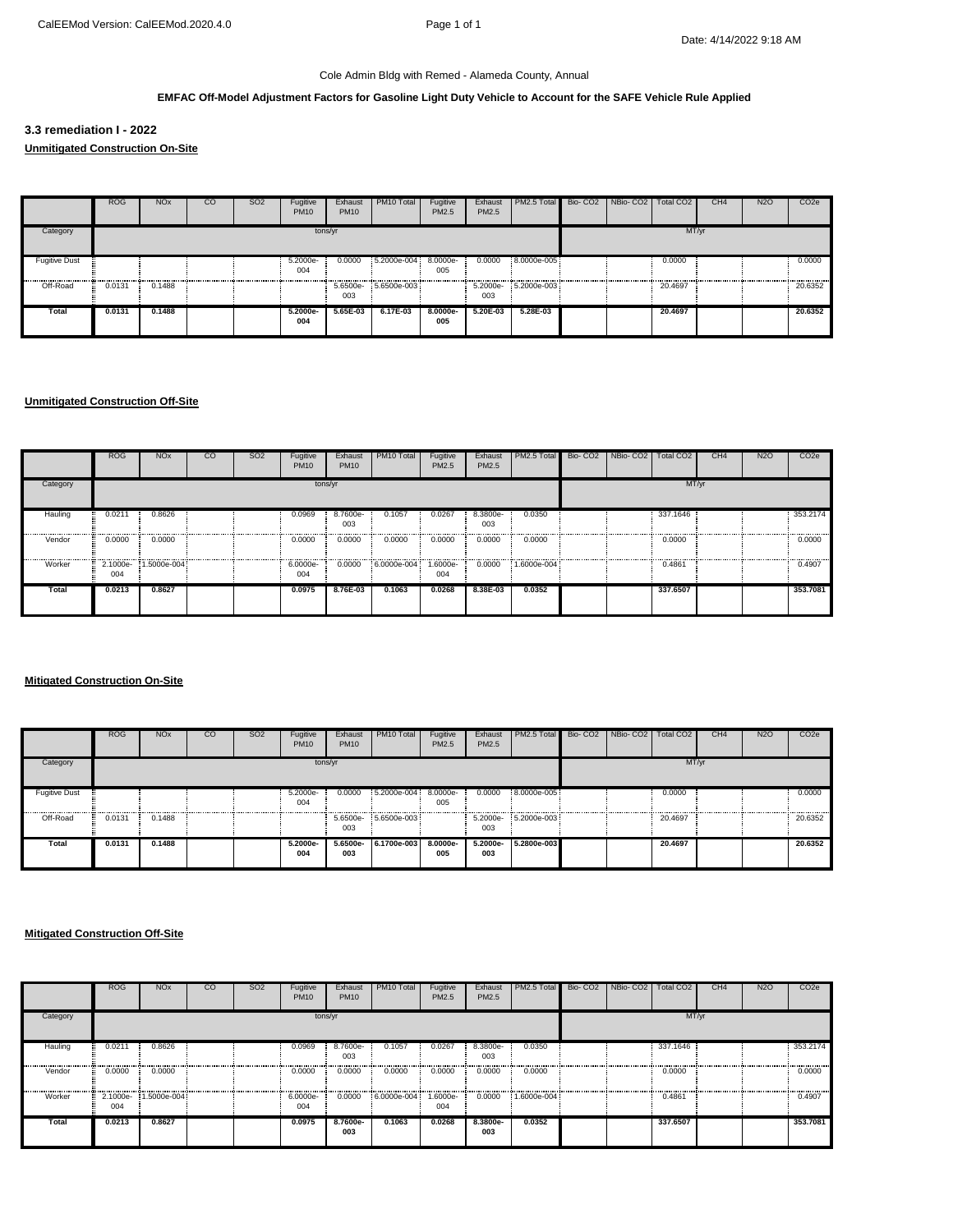Cole Admin Bldg with Remed - Alameda County, Annual

**EMFAC Off-Model Adjustment Factors for Gasoline Light Duty Vehicle to Account for the SAFE Vehicle Rule Applied**

### 3.3 remediation I - 2022

**Unmitigated Construction On-Site**

| | ROG | NOx | CO | SO2 | Fugitive PM10 | Exhaust PM10 | PM10 Total | Fugitive PM2.5 | Exhaust PM2.5 | PM2.5 Total | Bio- CO2 | NBio- CO2 | Total CO2 | CH4 | N2O | CO2e |
|---|---|---|---|---|---|---|---|---|---|---|---|---|---|---|---|---|
| Category | tons/yr | | | | | | | | | | MT/yr | | | | | |
| Fugitive Dust | | | | | 5.2000e-004 | 0.0000 | 5.2000e-004 | 8.0000e-005 | 0.0000 | 8.0000e-005 | | | 0.0000 | | | 0.0000 |
| Off-Road | 0.0131 | 0.1488 | | | | 5.6500e-003 | 5.6500e-003 | | 5.2000e-003 | 5.2000e-003 | | | 20.4697 | | | 20.6352 |
| **Total** | **0.0131** | **0.1488** | | | **5.2000e-004** | **5.65E-03** | **6.17E-03** | **8.0000e-005** | **5.20E-03** | **5.28E-03** | | | **20.4697** | | | **20.6352** |

**Unmitigated Construction Off-Site**

| | ROG | NOx | CO | SO2 | Fugitive PM10 | Exhaust PM10 | PM10 Total | Fugitive PM2.5 | Exhaust PM2.5 | PM2.5 Total | Bio- CO2 | NBio- CO2 | Total CO2 | CH4 | N2O | CO2e |
|---|---|---|---|---|---|---|---|---|---|---|---|---|---|---|---|---|
| Category | tons/yr | | | | | | | | | | MT/yr | | | | | |
| Hauling | 0.0211 | 0.8626 | | | 0.0969 | 8.7600e-003 | 0.1057 | 0.0267 | 8.3800e-003 | 0.0350 | | | 337.1646 | | | 353.2174 |
| Vendor | 0.0000 | 0.0000 | | | 0.0000 | 0.0000 | 0.0000 | 0.0000 | 0.0000 | 0.0000 | | | 0.0000 | | | 0.0000 |
| Worker | 2.1000e-004 | 1.5000e-004 | | | 6.0000e-004 | 0.0000 | 6.0000e-004 | 1.6000e-004 | 0.0000 | 1.6000e-004 | | | 0.4861 | | | 0.4907 |
| **Total** | **0.0213** | **0.8627** | | | **0.0975** | **8.76E-03** | **0.1063** | **0.0268** | **8.38E-03** | **0.0352** | | | **337.6507** | | | **353.7081** |

**Mitigated Construction On-Site**

| | ROG | NOx | CO | SO2 | Fugitive PM10 | Exhaust PM10 | PM10 Total | Fugitive PM2.5 | Exhaust PM2.5 | PM2.5 Total | Bio- CO2 | NBio- CO2 | Total CO2 | CH4 | N2O | CO2e |
|---|---|---|---|---|---|---|---|---|---|---|---|---|---|---|---|---|
| Category | tons/yr | | | | | | | | | | MT/yr | | | | | |
| Fugitive Dust | | | | | 5.2000e-004 | 0.0000 | 5.2000e-004 | 8.0000e-005 | 0.0000 | 8.0000e-005 | | | 0.0000 | | | 0.0000 |
| Off-Road | 0.0131 | 0.1488 | | | | 5.6500e-003 | 5.6500e-003 | | 5.2000e-003 | 5.2000e-003 | | | 20.4697 | | | 20.6352 |
| **Total** | **0.0131** | **0.1488** | | | **5.2000e-004** | **5.6500e-003** | **6.1700e-003** | **8.0000e-005** | **5.2000e-003** | **5.2800e-003** | | | **20.4697** | | | **20.6352** |

**Mitigated Construction Off-Site**

| | ROG | NOx | CO | SO2 | Fugitive PM10 | Exhaust PM10 | PM10 Total | Fugitive PM2.5 | Exhaust PM2.5 | PM2.5 Total | Bio- CO2 | NBio- CO2 | Total CO2 | CH4 | N2O | CO2e |
|---|---|---|---|---|---|---|---|---|---|---|---|---|---|---|---|---|
| Category | tons/yr | | | | | | | | | | MT/yr | | | | | |
| Hauling | 0.0211 | 0.8626 | | | 0.0969 | 8.7600e-003 | 0.1057 | 0.0267 | 8.3800e-003 | 0.0350 | | | 337.1646 | | | 353.2174 |
| Vendor | 0.0000 | 0.0000 | | | 0.0000 | 0.0000 | 0.0000 | 0.0000 | 0.0000 | 0.0000 | | | 0.0000 | | | 0.0000 |
| Worker | 2.1000e-004 | 1.5000e-004 | | | 6.0000e-004 | 0.0000 | 6.0000e-004 | 1.6000e-004 | 0.0000 | 1.6000e-004 | | | 0.4861 | | | 0.4907 |
| **Total** | **0.0213** | **0.8627** | | | **0.0975** | **8.7600e-003** | **0.1063** | **0.0268** | **8.3800e-003** | **0.0352** | | | **337.6507** | | | **353.7081** |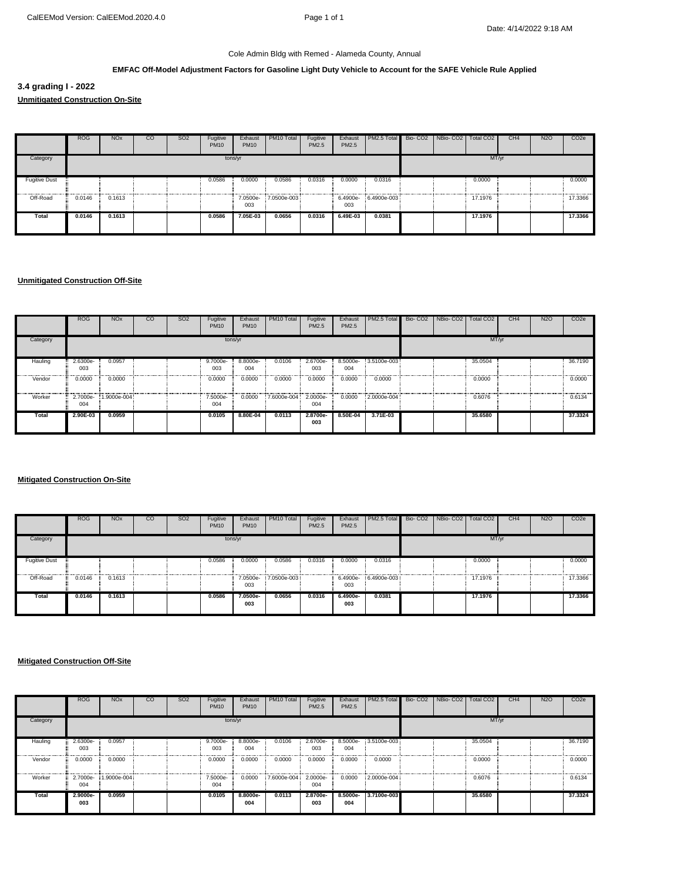Cole Admin Bldg with Remed - Alameda County, Annual

**EMFAC Off-Model Adjustment Factors for Gasoline Light Duty Vehicle to Account for the SAFE Vehicle Rule Applied**

### 3.4 grading I - 2022

**Unmitigated Construction On-Site**

| | ROG | NOx | CO | SO2 | Fugitive PM10 | Exhaust PM10 | PM10 Total | Fugitive PM2.5 | Exhaust PM2.5 | PM2.5 Total | Bio- CO2 | NBio- CO2 | Total CO2 | CH4 | N2O | CO2e |
|---|---|---|---|---|---|---|---|---|---|---|---|---|---|---|---|---|
| Category | tons/yr | | | | | | | | | | MT/yr | | | | | |
| Fugitive Dust | | | | | 0.0586 | 0.0000 | 0.0586 | 0.0316 | 0.0000 | 0.0316 | | | 0.0000 | | | 0.0000 |
| Off-Road | 0.0146 | 0.1613 | | | | 7.0500e-003 | 7.0500e-003 | | 6.4900e-003 | 6.4900e-003 | | | 17.1976 | | | 17.3366 |
| **Total** | **0.0146** | **0.1613** | | | **0.0586** | **7.05E-03** | **0.0656** | **0.0316** | **6.49E-03** | **0.0381** | | | **17.1976** | | | **17.3366** |

**Unmitigated Construction Off-Site**

| | ROG | NOx | CO | SO2 | Fugitive PM10 | Exhaust PM10 | PM10 Total | Fugitive PM2.5 | Exhaust PM2.5 | PM2.5 Total | Bio- CO2 | NBio- CO2 | Total CO2 | CH4 | N2O | CO2e |
|---|---|---|---|---|---|---|---|---|---|---|---|---|---|---|---|---|
| Category | tons/yr | | | | | | | | | | MT/yr | | | | | |
| Hauling | 2.6300e-003 | 0.0957 | | | 9.7000e-003 | 8.8000e-004 | 0.0106 | 2.6700e-003 | 8.5000e-004 | 3.5100e-003 | | | 35.0504 | | | 36.7190 |
| Vendor | 0.0000 | 0.0000 | | | 0.0000 | 0.0000 | 0.0000 | 0.0000 | 0.0000 | 0.0000 | | | 0.0000 | | | 0.0000 |
| Worker | 2.7000e-004 | 1.9000e-004 | | | 7.5000e-004 | 0.0000 | 7.6000e-004 | 2.0000e-004 | 0.0000 | 2.0000e-004 | | | 0.6076 | | | 0.6134 |
| **Total** | **2.90E-03** | **0.0959** | | | **0.0105** | **8.80E-04** | **0.0113** | **2.8700e-003** | **8.50E-04** | **3.71E-03** | | | **35.6580** | | | **37.3324** |

**Mitigated Construction On-Site**

| | ROG | NOx | CO | SO2 | Fugitive PM10 | Exhaust PM10 | PM10 Total | Fugitive PM2.5 | Exhaust PM2.5 | PM2.5 Total | Bio- CO2 | NBio- CO2 | Total CO2 | CH4 | N2O | CO2e |
|---|---|---|---|---|---|---|---|---|---|---|---|---|---|---|---|---|
| Category | tons/yr | | | | | | | | | | MT/yr | | | | | |
| Fugitive Dust | | | | | 0.0586 | 0.0000 | 0.0586 | 0.0316 | 0.0000 | 0.0316 | | | 0.0000 | | | 0.0000 |
| Off-Road | 0.0146 | 0.1613 | | | | 7.0500e-003 | 7.0500e-003 | | 6.4900e-003 | 6.4900e-003 | | | 17.1976 | | | 17.3366 |
| **Total** | **0.0146** | **0.1613** | | | **0.0586** | **7.0500e-003** | **0.0656** | **0.0316** | **6.4900e-003** | **0.0381** | | | **17.1976** | | | **17.3366** |

**Mitigated Construction Off-Site**

| | ROG | NOx | CO | SO2 | Fugitive PM10 | Exhaust PM10 | PM10 Total | Fugitive PM2.5 | Exhaust PM2.5 | PM2.5 Total | Bio- CO2 | NBio- CO2 | Total CO2 | CH4 | N2O | CO2e |
|---|---|---|---|---|---|---|---|---|---|---|---|---|---|---|---|---|
| Category | tons/yr | | | | | | | | | | MT/yr | | | | | |
| Hauling | 2.6300e-003 | 0.0957 | | | 9.7000e-003 | 8.8000e-004 | 0.0106 | 2.6700e-003 | 8.5000e-004 | 3.5100e-003 | | | 35.0504 | | | 36.7190 |
| Vendor | 0.0000 | 0.0000 | | | 0.0000 | 0.0000 | 0.0000 | 0.0000 | 0.0000 | 0.0000 | | | 0.0000 | | | 0.0000 |
| Worker | 2.7000e-004 | 1.9000e-004 | | | 7.5000e-004 | 0.0000 | 7.6000e-004 | 2.0000e-004 | 0.0000 | 2.0000e-004 | | | 0.6076 | | | 0.6134 |
| **Total** | **2.9000e-003** | **0.0959** | | | **0.0105** | **8.8000e-004** | **0.0113** | **2.8700e-003** | **8.5000e-004** | **3.7100e-003** | | | **35.6580** | | | **37.3324** |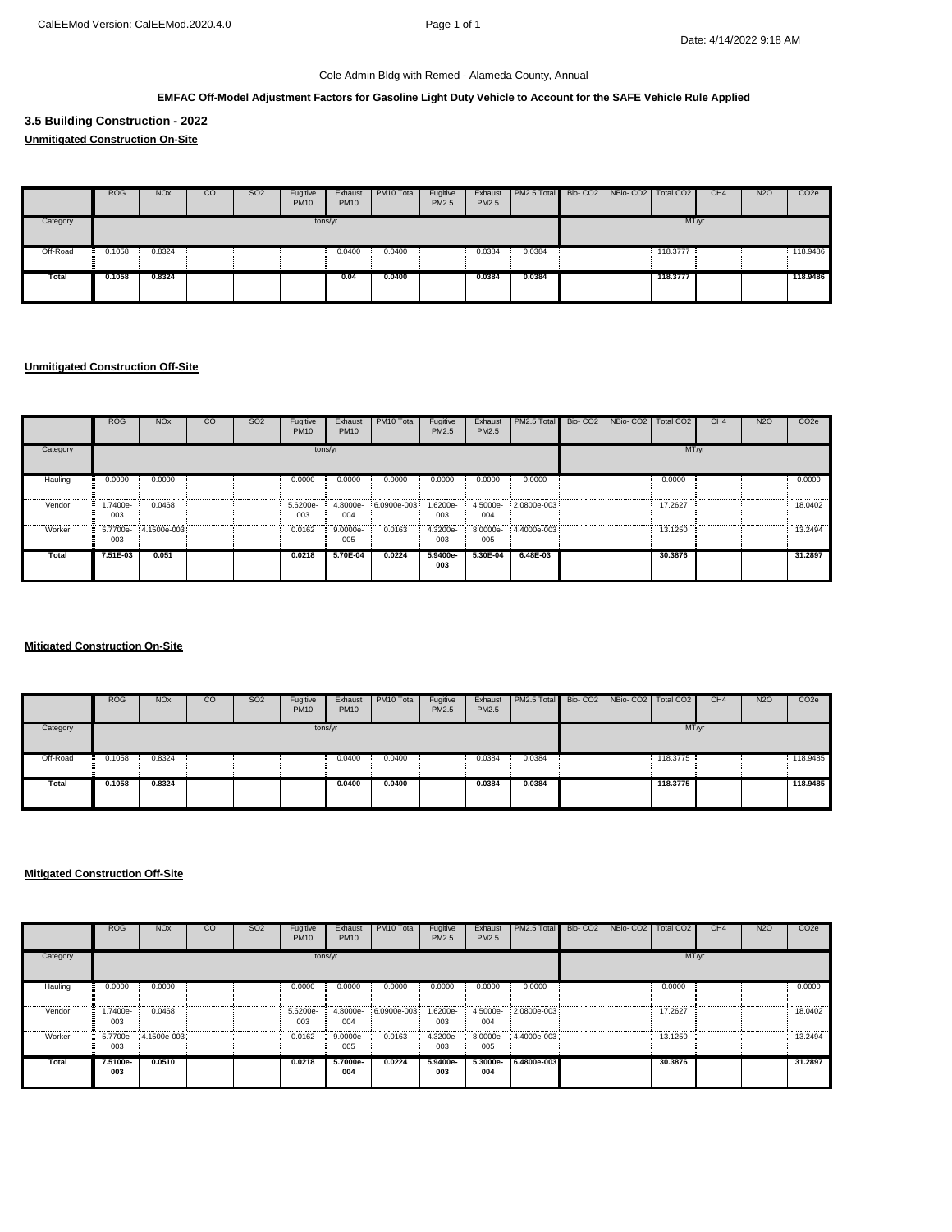Cole Admin Bldg with Remed - Alameda County, Annual

**EMFAC Off-Model Adjustment Factors for Gasoline Light Duty Vehicle to Account for the SAFE Vehicle Rule Applied**

## 3.5 Building Construction - 2022

**Unmitigated Construction On-Site**

| | ROG | NOx | CO | SO2 | Fugitive PM10 | Exhaust PM10 | PM10 Total | Fugitive PM2.5 | Exhaust PM2.5 | PM2.5 Total | Bio- CO2 | NBio- CO2 | Total CO2 | CH4 | N2O | CO2e |
|---|---|---|---|---|---|---|---|---|---|---|---|---|---|---|---|---|
| Category | tons/yr | | | | | | | | | | MT/yr | | | | | |
| Off-Road | 0.1058 | 0.8324 | | | | 0.0400 | 0.0400 | | 0.0384 | 0.0384 | | | 118.3777 | | | 118.9486 |
| **Total** | **0.1058** | **0.8324** | | | | **0.04** | **0.0400** | | **0.0384** | **0.0384** | | | **118.3777** | | | **118.9486** |

**Unmitigated Construction Off-Site**

| | ROG | NOx | CO | SO2 | Fugitive PM10 | Exhaust PM10 | PM10 Total | Fugitive PM2.5 | Exhaust PM2.5 | PM2.5 Total | Bio- CO2 | NBio- CO2 | Total CO2 | CH4 | N2O | CO2e |
|---|---|---|---|---|---|---|---|---|---|---|---|---|---|---|---|---|
| Category | tons/yr | | | | | | | | | | MT/yr | | | | | |
| Hauling | 0.0000 | 0.0000 | | | 0.0000 | 0.0000 | 0.0000 | 0.0000 | 0.0000 | 0.0000 | | | 0.0000 | | | 0.0000 |
| Vendor | 1.7400e-003 | 0.0468 | | | 5.6200e-003 | 4.8000e-004 | 6.0900e-003 | 1.6200e-003 | 4.5000e-004 | 2.0800e-003 | | | 17.2627 | | | 18.0402 |
| Worker | 5.7700e-003 | 4.1500e-003 | | | 0.0162 | 9.0000e-005 | 0.0163 | 4.3200e-003 | 8.0000e-005 | 4.4000e-003 | | | 13.1250 | | | 13.2494 |
| **Total** | **7.51E-03** | **0.051** | | | **0.0218** | **5.70E-04** | **0.0224** | **5.9400e-003** | **5.30E-04** | **6.48E-03** | | | **30.3876** | | | **31.2897** |

**Mitigated Construction On-Site**

| | ROG | NOx | CO | SO2 | Fugitive PM10 | Exhaust PM10 | PM10 Total | Fugitive PM2.5 | Exhaust PM2.5 | PM2.5 Total | Bio- CO2 | NBio- CO2 | Total CO2 | CH4 | N2O | CO2e |
|---|---|---|---|---|---|---|---|---|---|---|---|---|---|---|---|---|
| Category | tons/yr | | | | | | | | | | MT/yr | | | | | |
| Off-Road | 0.1058 | 0.8324 | | | | 0.0400 | 0.0400 | | 0.0384 | 0.0384 | | | 118.3775 | | | 118.9485 |
| **Total** | **0.1058** | **0.8324** | | | | **0.0400** | **0.0400** | | **0.0384** | **0.0384** | | | **118.3775** | | | **118.9485** |

**Mitigated Construction Off-Site**

| | ROG | NOx | CO | SO2 | Fugitive PM10 | Exhaust PM10 | PM10 Total | Fugitive PM2.5 | Exhaust PM2.5 | PM2.5 Total | Bio- CO2 | NBio- CO2 | Total CO2 | CH4 | N2O | CO2e |
|---|---|---|---|---|---|---|---|---|---|---|---|---|---|---|---|---|
| Category | tons/yr | | | | | | | | | | MT/yr | | | | | |
| Hauling | 0.0000 | 0.0000 | | | 0.0000 | 0.0000 | 0.0000 | 0.0000 | 0.0000 | 0.0000 | | | 0.0000 | | | 0.0000 |
| Vendor | 1.7400e-003 | 0.0468 | | | 5.6200e-003 | 4.8000e-004 | 6.0900e-003 | 1.6200e-003 | 4.5000e-004 | 2.0800e-003 | | | 17.2627 | | | 18.0402 |
| Worker | 5.7700e-003 | 4.1500e-003 | | | 0.0162 | 9.0000e-005 | 0.0163 | 4.3200e-003 | 8.0000e-005 | 4.4000e-003 | | | 13.1250 | | | 13.2494 |
| **Total** | **7.5100e-003** | **0.0510** | | | **0.0218** | **5.7000e-004** | **0.0224** | **5.9400e-003** | **5.3000e-004** | **6.4800e-003** | | | **30.3876** | | | **31.2897** |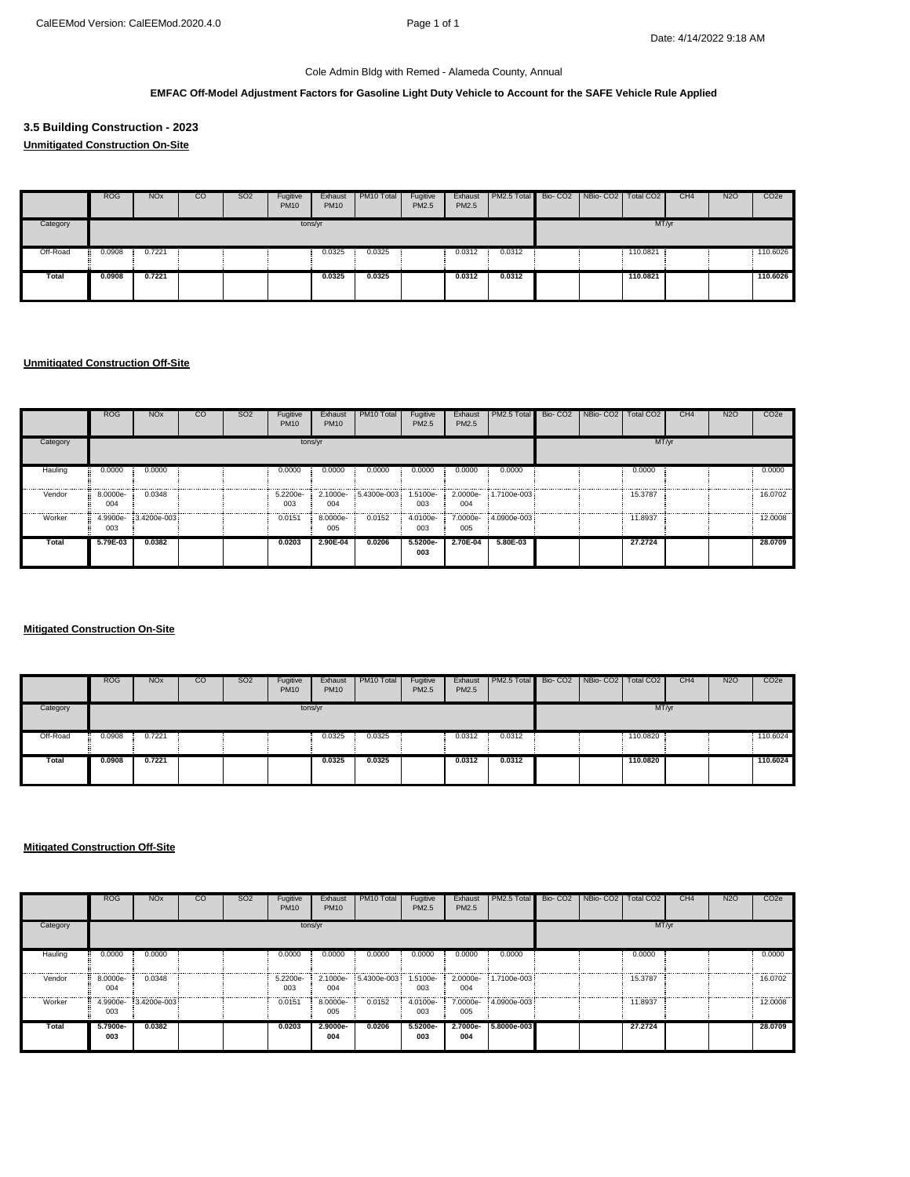Cole Admin Bldg with Remed - Alameda County, Annual

**EMFAC Off-Model Adjustment Factors for Gasoline Light Duty Vehicle to Account for the SAFE Vehicle Rule Applied**

### 3.5 Building Construction - 2023

**Unmitigated Construction On-Site**

| | ROG | NOx | CO | SO2 | Fugitive PM10 | Exhaust PM10 | PM10 Total | Fugitive PM2.5 | Exhaust PM2.5 | PM2.5 Total | Bio- CO2 | NBio- CO2 | Total CO2 | CH4 | N2O | CO2e |
|---|---|---|---|---|---|---|---|---|---|---|---|---|---|---|---|---|
| Category | tons/yr | | | | | | | | | | MT/yr | | | | | |
| Off-Road | 0.0908 | 0.7221 | | | | 0.0325 | 0.0325 | | 0.0312 | 0.0312 | | | 110.0821 | | | 110.6026 |
| **Total** | **0.0908** | **0.7221** | | | | **0.0325** | **0.0325** | | **0.0312** | **0.0312** | | | **110.0821** | | | **110.6026** |

**Unmitigated Construction Off-Site**

| | ROG | NOx | CO | SO2 | Fugitive PM10 | Exhaust PM10 | PM10 Total | Fugitive PM2.5 | Exhaust PM2.5 | PM2.5 Total | Bio- CO2 | NBio- CO2 | Total CO2 | CH4 | N2O | CO2e |
|---|---|---|---|---|---|---|---|---|---|---|---|---|---|---|---|---|
| Category | tons/yr | | | | | | | | | | MT/yr | | | | | |
| Hauling | 0.0000 | 0.0000 | | | 0.0000 | 0.0000 | 0.0000 | 0.0000 | 0.0000 | 0.0000 | | | 0.0000 | | | 0.0000 |
| Vendor | 8.0000e-004 | 0.0348 | | | 5.2200e-003 | 2.1000e-004 | 5.4300e-003 | 1.5100e-003 | 2.0000e-004 | 1.7100e-003 | | | 15.3787 | | | 16.0702 |
| Worker | 4.9900e-003 | 3.4200e-003 | | | 0.0151 | 8.0000e-005 | 0.0152 | 4.0100e-003 | 7.0000e-005 | 4.0900e-003 | | | 11.8937 | | | 12.0008 |
| **Total** | **5.79E-03** | **0.0382** | | | **0.0203** | **2.90E-04** | **0.0206** | **5.5200e-003** | **2.70E-04** | **5.80E-03** | | | **27.2724** | | | **28.0709** |

**Mitigated Construction On-Site**

| | ROG | NOx | CO | SO2 | Fugitive PM10 | Exhaust PM10 | PM10 Total | Fugitive PM2.5 | Exhaust PM2.5 | PM2.5 Total | Bio- CO2 | NBio- CO2 | Total CO2 | CH4 | N2O | CO2e |
|---|---|---|---|---|---|---|---|---|---|---|---|---|---|---|---|---|
| Category | tons/yr | | | | | | | | | | MT/yr | | | | | |
| Off-Road | 0.0908 | 0.7221 | | | | 0.0325 | 0.0325 | | 0.0312 | 0.0312 | | | 110.0820 | | | 110.6024 |
| **Total** | **0.0908** | **0.7221** | | | | **0.0325** | **0.0325** | | **0.0312** | **0.0312** | | | **110.0820** | | | **110.6024** |

**Mitigated Construction Off-Site**

| | ROG | NOx | CO | SO2 | Fugitive PM10 | Exhaust PM10 | PM10 Total | Fugitive PM2.5 | Exhaust PM2.5 | PM2.5 Total | Bio- CO2 | NBio- CO2 | Total CO2 | CH4 | N2O | CO2e |
|---|---|---|---|---|---|---|---|---|---|---|---|---|---|---|---|---|
| Category | tons/yr | | | | | | | | | | MT/yr | | | | | |
| Hauling | 0.0000 | 0.0000 | | | 0.0000 | 0.0000 | 0.0000 | 0.0000 | 0.0000 | 0.0000 | | | 0.0000 | | | 0.0000 |
| Vendor | 8.0000e-004 | 0.0348 | | | 5.2200e-003 | 2.1000e-004 | 5.4300e-003 | 1.5100e-003 | 2.0000e-004 | 1.7100e-003 | | | 15.3787 | | | 16.0702 |
| Worker | 4.9900e-003 | 3.4200e-003 | | | 0.0151 | 8.0000e-005 | 0.0152 | 4.0100e-003 | 7.0000e-005 | 4.0900e-003 | | | 11.8937 | | | 12.0008 |
| **Total** | **5.7900e-003** | **0.0382** | | | **0.0203** | **2.9000e-004** | **0.0206** | **5.5200e-003** | **2.7000e-004** | **5.8000e-003** | | | **27.2724** | | | **28.0709** |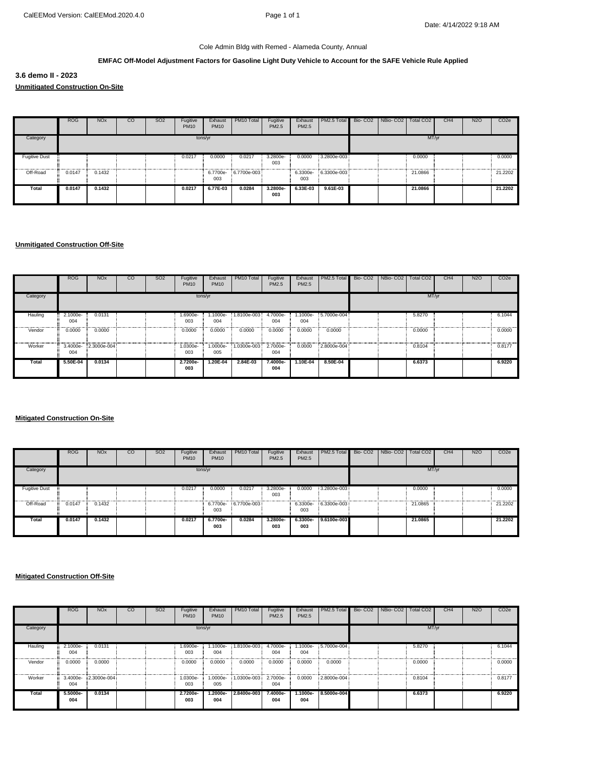Cole Admin Bldg with Remed - Alameda County, Annual

**EMFAC Off-Model Adjustment Factors for Gasoline Light Duty Vehicle to Account for the SAFE Vehicle Rule Applied**

### 3.6 demo II - 2023

**Unmitigated Construction On-Site**

| | ROG | NOx | CO | SO2 | Fugitive PM10 | Exhaust PM10 | PM10 Total | Fugitive PM2.5 | Exhaust PM2.5 | PM2.5 Total | Bio- CO2 | NBio- CO2 | Total CO2 | CH4 | N2O | CO2e |
|---|---|---|---|---|---|---|---|---|---|---|---|---|---|---|---|---|
| Category | tons/yr | | | | | | | | | | MT/yr | | | | | |
| Fugitive Dust | | | | | 0.0217 | 0.0000 | 0.0217 | 3.2800e-003 | 0.0000 | 3.2800e-003 | | | 0.0000 | | | 0.0000 |
| Off-Road | 0.0147 | 0.1432 | | | | 6.7700e-003 | 6.7700e-003 | | 6.3300e-003 | 6.3300e-003 | | | 21.0866 | | | 21.2202 |
| **Total** | **0.0147** | **0.1432** | | | **0.0217** | **6.77E-03** | **0.0284** | **3.2800e-003** | **6.33E-03** | **9.61E-03** | | | **21.0866** | | | **21.2202** |

**Unmitigated Construction Off-Site**

| | ROG | NOx | CO | SO2 | Fugitive PM10 | Exhaust PM10 | PM10 Total | Fugitive PM2.5 | Exhaust PM2.5 | PM2.5 Total | Bio- CO2 | NBio- CO2 | Total CO2 | CH4 | N2O | CO2e |
|---|---|---|---|---|---|---|---|---|---|---|---|---|---|---|---|---|
| Category | tons/yr | | | | | | | | | | MT/yr | | | | | |
| Hauling | 2.1000e-004 | 0.0131 | | | 1.6900e-003 | 1.1000e-004 | 1.8100e-003 | 4.7000e-004 | 1.1000e-004 | 5.7000e-004 | | | 5.8270 | | | 6.1044 |
| Vendor | 0.0000 | 0.0000 | | | 0.0000 | 0.0000 | 0.0000 | 0.0000 | 0.0000 | 0.0000 | | | 0.0000 | | | 0.0000 |
| Worker | 3.4000e-004 | 2.3000e-004 | | | 1.0300e-003 | 1.0000e-005 | 1.0300e-003 | 2.7000e-004 | 0.0000 | 2.8000e-004 | | | 0.8104 | | | 0.8177 |
| **Total** | **5.50E-04** | **0.0134** | | | **2.7200e-003** | **1.20E-04** | **2.84E-03** | **7.4000e-004** | **1.10E-04** | **8.50E-04** | | | **6.6373** | | | **6.9220** |

**Mitigated Construction On-Site**

| | ROG | NOx | CO | SO2 | Fugitive PM10 | Exhaust PM10 | PM10 Total | Fugitive PM2.5 | Exhaust PM2.5 | PM2.5 Total | Bio- CO2 | NBio- CO2 | Total CO2 | CH4 | N2O | CO2e |
|---|---|---|---|---|---|---|---|---|---|---|---|---|---|---|---|---|
| Category | tons/yr | | | | | | | | | | MT/yr | | | | | |
| Fugitive Dust | | | | | 0.0217 | 0.0000 | 0.0217 | 3.2800e-003 | 0.0000 | 3.2800e-003 | | | 0.0000 | | | 0.0000 |
| Off-Road | 0.0147 | 0.1432 | | | | 6.7700e-003 | 6.7700e-003 | | 6.3300e-003 | 6.3300e-003 | | | 21.0865 | | | 21.2202 |
| **Total** | **0.0147** | **0.1432** | | | **0.0217** | **6.7700e-003** | **0.0284** | **3.2800e-003** | **6.3300e-003** | **9.6100e-003** | | | **21.0865** | | | **21.2202** |

**Mitigated Construction Off-Site**

| | ROG | NOx | CO | SO2 | Fugitive PM10 | Exhaust PM10 | PM10 Total | Fugitive PM2.5 | Exhaust PM2.5 | PM2.5 Total | Bio- CO2 | NBio- CO2 | Total CO2 | CH4 | N2O | CO2e |
|---|---|---|---|---|---|---|---|---|---|---|---|---|---|---|---|---|
| Category | tons/yr | | | | | | | | | | MT/yr | | | | | |
| Hauling | 2.1000e-004 | 0.0131 | | | 1.6900e-003 | 1.1000e-004 | 1.8100e-003 | 4.7000e-004 | 1.1000e-004 | 5.7000e-004 | | | 5.8270 | | | 6.1044 |
| Vendor | 0.0000 | 0.0000 | | | 0.0000 | 0.0000 | 0.0000 | 0.0000 | 0.0000 | 0.0000 | | | 0.0000 | | | 0.0000 |
| Worker | 3.4000e-004 | 2.3000e-004 | | | 1.0300e-003 | 1.0000e-005 | 1.0300e-003 | 2.7000e-004 | 0.0000 | 2.8000e-004 | | | 0.8104 | | | 0.8177 |
| **Total** | **5.5000e-004** | **0.0134** | | | **2.7200e-003** | **1.2000e-004** | **2.8400e-003** | **7.4000e-004** | **1.1000e-004** | **8.5000e-004** | | | **6.6373** | | | **6.9220** |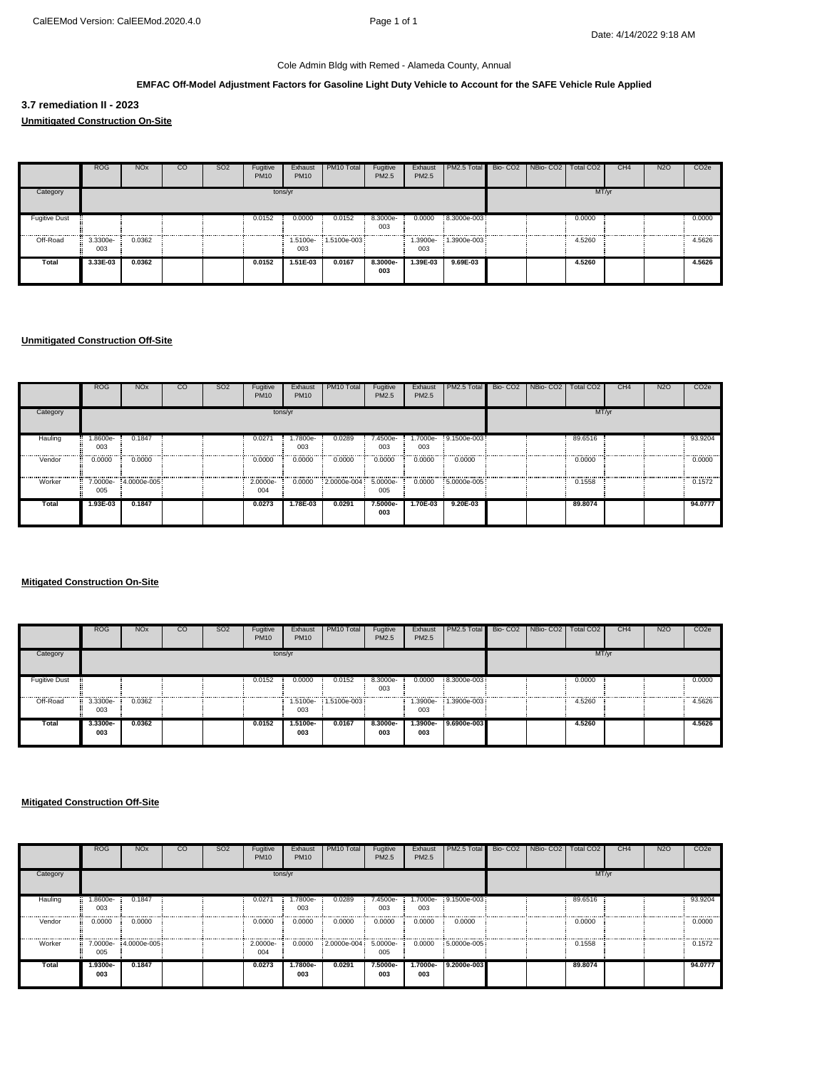Cole Admin Bldg with Remed - Alameda County, Annual

**EMFAC Off-Model Adjustment Factors for Gasoline Light Duty Vehicle to Account for the SAFE Vehicle Rule Applied**

## 3.7 remediation II - 2023

**Unmitigated Construction On-Site**

| | ROG | NOx | CO | SO2 | Fugitive PM10 | Exhaust PM10 | PM10 Total | Fugitive PM2.5 | Exhaust PM2.5 | PM2.5 Total | Bio- CO2 | NBio- CO2 | Total CO2 | CH4 | N2O | CO2e |
|---|---|---|---|---|---|---|---|---|---|---|---|---|---|---|---|---|
| Category | tons/yr | | | | | | | | | | MT/yr | | | | | |
| Fugitive Dust | | | | | 0.0152 | 0.0000 | 0.0152 | 8.3000e-003 | 0.0000 | 8.3000e-003 | | | 0.0000 | | | 0.0000 |
| Off-Road | 3.3300e-003 | 0.0362 | | | | 1.5100e-003 | 1.5100e-003 | | 1.3900e-003 | 1.3900e-003 | | | 4.5260 | | | 4.5626 |
| **Total** | **3.33E-03** | **0.0362** | | | **0.0152** | **1.51E-03** | **0.0167** | **8.3000e-003** | **1.39E-03** | **9.69E-03** | | | **4.5260** | | | **4.5626** |

**Unmitigated Construction Off-Site**

| | ROG | NOx | CO | SO2 | Fugitive PM10 | Exhaust PM10 | PM10 Total | Fugitive PM2.5 | Exhaust PM2.5 | PM2.5 Total | Bio- CO2 | NBio- CO2 | Total CO2 | CH4 | N2O | CO2e |
|---|---|---|---|---|---|---|---|---|---|---|---|---|---|---|---|---|
| Category | tons/yr | | | | | | | | | | MT/yr | | | | | |
| Hauling | 1.8600e-003 | 0.1847 | | | 0.0271 | 1.7800e-003 | 0.0289 | 7.4500e-003 | 1.7000e-003 | 9.1500e-003 | | | 89.6516 | | | 93.9204 |
| Vendor | 0.0000 | 0.0000 | | | 0.0000 | 0.0000 | 0.0000 | 0.0000 | 0.0000 | 0.0000 | | | 0.0000 | | | 0.0000 |
| Worker | 7.0000e-005 | 4.0000e-005 | | | 2.0000e-004 | 0.0000 | 2.0000e-004 | 5.0000e-005 | 0.0000 | 5.0000e-005 | | | 0.1558 | | | 0.1572 |
| **Total** | **1.93E-03** | **0.1847** | | | **0.0273** | **1.78E-03** | **0.0291** | **7.5000e-003** | **1.70E-03** | **9.20E-03** | | | **89.8074** | | | **94.0777** |

**Mitigated Construction On-Site**

| | ROG | NOx | CO | SO2 | Fugitive PM10 | Exhaust PM10 | PM10 Total | Fugitive PM2.5 | Exhaust PM2.5 | PM2.5 Total | Bio- CO2 | NBio- CO2 | Total CO2 | CH4 | N2O | CO2e |
|---|---|---|---|---|---|---|---|---|---|---|---|---|---|---|---|---|
| Category | tons/yr | | | | | | | | | | MT/yr | | | | | |
| Fugitive Dust | | | | | 0.0152 | 0.0000 | 0.0152 | 8.3000e-003 | 0.0000 | 8.3000e-003 | | | 0.0000 | | | 0.0000 |
| Off-Road | 3.3300e-003 | 0.0362 | | | | 1.5100e-003 | 1.5100e-003 | | 1.3900e-003 | 1.3900e-003 | | | 4.5260 | | | 4.5626 |
| **Total** | **3.3300e-003** | **0.0362** | | | **0.0152** | **1.5100e-003** | **0.0167** | **8.3000e-003** | **1.3900e-003** | **9.6900e-003** | | | **4.5260** | | | **4.5626** |

**Mitigated Construction Off-Site**

| | ROG | NOx | CO | SO2 | Fugitive PM10 | Exhaust PM10 | PM10 Total | Fugitive PM2.5 | Exhaust PM2.5 | PM2.5 Total | Bio- CO2 | NBio- CO2 | Total CO2 | CH4 | N2O | CO2e |
|---|---|---|---|---|---|---|---|---|---|---|---|---|---|---|---|---|
| Category | tons/yr | | | | | | | | | | MT/yr | | | | | |
| Hauling | 1.8600e-003 | 0.1847 | | | 0.0271 | 1.7800e-003 | 0.0289 | 7.4500e-003 | 1.7000e-003 | 9.1500e-003 | | | 89.6516 | | | 93.9204 |
| Vendor | 0.0000 | 0.0000 | | | 0.0000 | 0.0000 | 0.0000 | 0.0000 | 0.0000 | 0.0000 | | | 0.0000 | | | 0.0000 |
| Worker | 7.0000e-005 | 4.0000e-005 | | | 2.0000e-004 | 0.0000 | 2.0000e-004 | 5.0000e-005 | 0.0000 | 5.0000e-005 | | | 0.1558 | | | 0.1572 |
| **Total** | **1.9300e-003** | **0.1847** | | | **0.0273** | **1.7800e-003** | **0.0291** | **7.5000e-003** | **1.7000e-003** | **9.2000e-003** | | | **89.8074** | | | **94.0777** |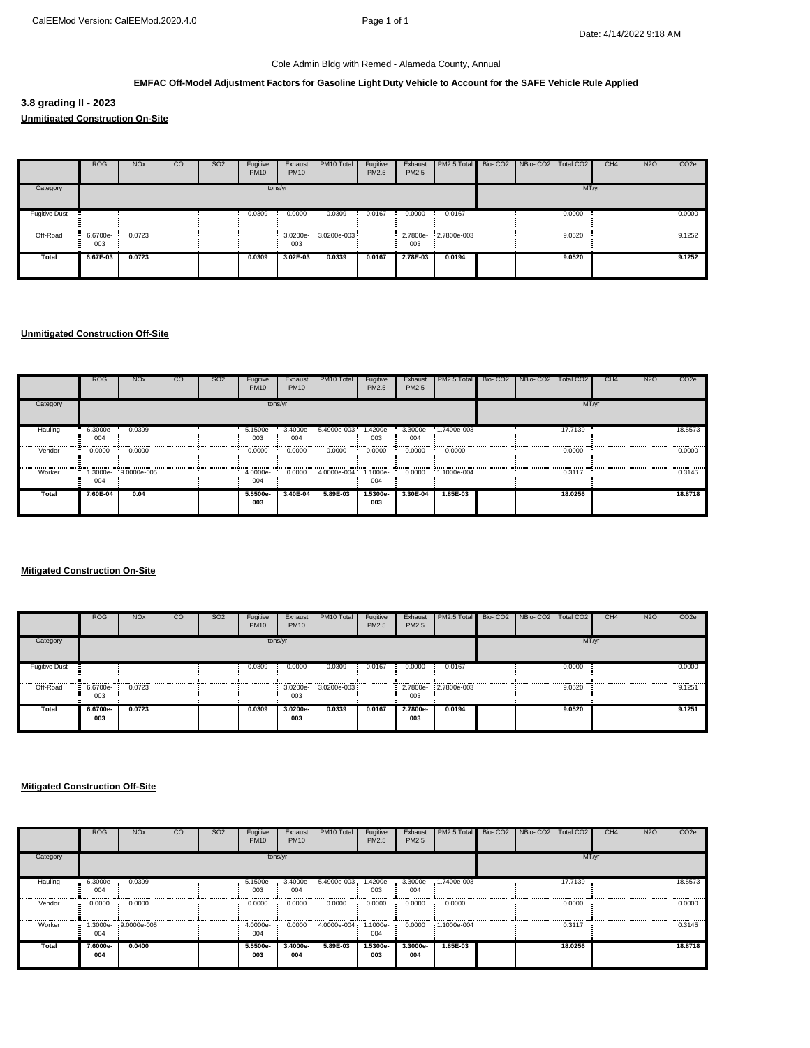Cole Admin Bldg with Remed - Alameda County, Annual

**EMFAC Off-Model Adjustment Factors for Gasoline Light Duty Vehicle to Account for the SAFE Vehicle Rule Applied**

## 3.8 grading II - 2023

**Unmitigated Construction On-Site**

| | ROG | NOx | CO | SO2 | Fugitive PM10 | Exhaust PM10 | PM10 Total | Fugitive PM2.5 | Exhaust PM2.5 | PM2.5 Total | Bio- CO2 | NBio- CO2 | Total CO2 | CH4 | N2O | CO2e |
|---|---|---|---|---|---|---|---|---|---|---|---|---|---|---|---|---|
| Category | tons/yr | | | | | | | | | | MT/yr | | | | | |
| Fugitive Dust | | | | | 0.0309 | 0.0000 | 0.0309 | 0.0167 | 0.0000 | 0.0167 | | | 0.0000 | | | 0.0000 |
| Off-Road | 6.6700e-003 | 0.0723 | | | | 3.0200e-003 | 3.0200e-003 | | 2.7800e-003 | 2.7800e-003 | | | 9.0520 | | | 9.1252 |
| **Total** | **6.67E-03** | **0.0723** | | | **0.0309** | **3.02E-03** | **0.0339** | **0.0167** | **2.78E-03** | **0.0194** | | | **9.0520** | | | **9.1252** |

**Unmitigated Construction Off-Site**

| | ROG | NOx | CO | SO2 | Fugitive PM10 | Exhaust PM10 | PM10 Total | Fugitive PM2.5 | Exhaust PM2.5 | PM2.5 Total | Bio- CO2 | NBio- CO2 | Total CO2 | CH4 | N2O | CO2e |
|---|---|---|---|---|---|---|---|---|---|---|---|---|---|---|---|---|
| Category | tons/yr | | | | | | | | | | MT/yr | | | | | |
| Hauling | 6.3000e-004 | 0.0399 | | | 5.1500e-003 | 3.4000e-004 | 5.4900e-003 | 1.4200e-003 | 3.3000e-004 | 1.7400e-003 | | | 17.7139 | | | 18.5573 |
| Vendor | 0.0000 | 0.0000 | | | 0.0000 | 0.0000 | 0.0000 | 0.0000 | 0.0000 | 0.0000 | | | 0.0000 | | | 0.0000 |
| Worker | 1.3000e-004 | 9.0000e-005 | | | 4.0000e-004 | 0.0000 | 4.0000e-004 | 1.1000e-004 | 0.0000 | 1.1000e-004 | | | 0.3117 | | | 0.3145 |
| **Total** | **7.60E-04** | **0.04** | | | **5.5500e-003** | **3.40E-04** | **5.89E-03** | **1.5300e-003** | **3.30E-04** | **1.85E-03** | | | **18.0256** | | | **18.8718** |

**Mitigated Construction On-Site**

| | ROG | NOx | CO | SO2 | Fugitive PM10 | Exhaust PM10 | PM10 Total | Fugitive PM2.5 | Exhaust PM2.5 | PM2.5 Total | Bio- CO2 | NBio- CO2 | Total CO2 | CH4 | N2O | CO2e |
|---|---|---|---|---|---|---|---|---|---|---|---|---|---|---|---|---|
| Category | tons/yr | | | | | | | | | | MT/yr | | | | | |
| Fugitive Dust | | | | | 0.0309 | 0.0000 | 0.0309 | 0.0167 | 0.0000 | 0.0167 | | | 0.0000 | | | 0.0000 |
| Off-Road | 6.6700e-003 | 0.0723 | | | | 3.0200e-003 | 3.0200e-003 | | 2.7800e-003 | 2.7800e-003 | | | 9.0520 | | | 9.1251 |
| **Total** | **6.6700e-003** | **0.0723** | | | **0.0309** | **3.0200e-003** | **0.0339** | **0.0167** | **2.7800e-003** | **0.0194** | | | **9.0520** | | | **9.1251** |

**Mitigated Construction Off-Site**

| | ROG | NOx | CO | SO2 | Fugitive PM10 | Exhaust PM10 | PM10 Total | Fugitive PM2.5 | Exhaust PM2.5 | PM2.5 Total | Bio- CO2 | NBio- CO2 | Total CO2 | CH4 | N2O | CO2e |
|---|---|---|---|---|---|---|---|---|---|---|---|---|---|---|---|---|
| Category | tons/yr | | | | | | | | | | MT/yr | | | | | |
| Hauling | 6.3000e-004 | 0.0399 | | | 5.1500e-003 | 3.4000e-004 | 5.4900e-003 | 1.4200e-003 | 3.3000e-004 | 1.7400e-003 | | | 17.7139 | | | 18.5573 |
| Vendor | 0.0000 | 0.0000 | | | 0.0000 | 0.0000 | 0.0000 | 0.0000 | 0.0000 | 0.0000 | | | 0.0000 | | | 0.0000 |
| Worker | 1.3000e-004 | 9.0000e-005 | | | 4.0000e-004 | 0.0000 | 4.0000e-004 | 1.1000e-004 | 0.0000 | 1.1000e-004 | | | 0.3117 | | | 0.3145 |
| **Total** | **7.6000e-004** | **0.0400** | | | **5.5500e-003** | **3.4000e-004** | **5.89E-03** | **1.5300e-003** | **3.3000e-004** | **1.85E-03** | | | **18.0256** | | | **18.8718** |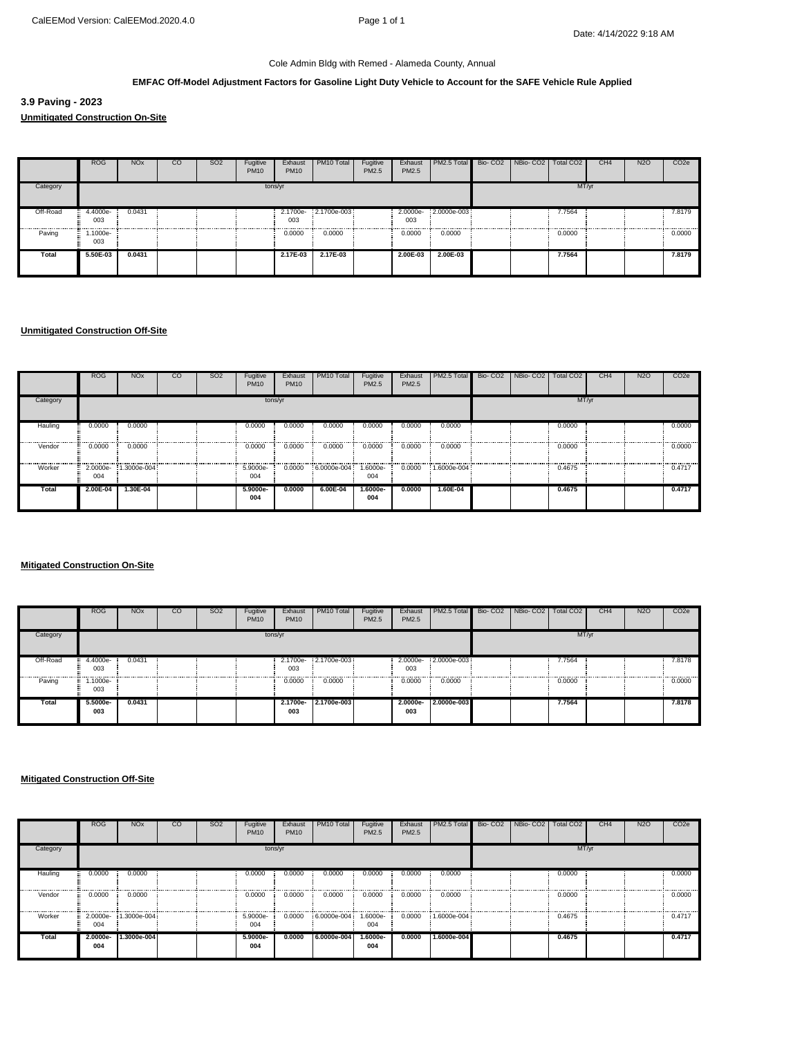Cole Admin Bldg with Remed - Alameda County, Annual

**EMFAC Off-Model Adjustment Factors for Gasoline Light Duty Vehicle to Account for the SAFE Vehicle Rule Applied**

### 3.9 Paving - 2023

**Unmitigated Construction On-Site**

| | ROG | NOx | CO | SO2 | Fugitive PM10 | Exhaust PM10 | PM10 Total | Fugitive PM2.5 | Exhaust PM2.5 | PM2.5 Total | Bio- CO2 | NBio- CO2 | Total CO2 | CH4 | N2O | CO2e |
|---|---|---|---|---|---|---|---|---|---|---|---|---|---|---|---|---|
| Category | tons/yr | | | | | | | | | | MT/yr | | | | | |
| Off-Road | 4.4000e-003 | 0.0431 | | | | 2.1700e-003 | 2.1700e-003 | | 2.0000e-003 | 2.0000e-003 | | | 7.7564 | | | 7.8179 |
| Paving | 1.1000e-003 | | | | | 0.0000 | 0.0000 | | 0.0000 | 0.0000 | | | 0.0000 | | | 0.0000 |
| **Total** | **5.50E-03** | **0.0431** | | | | **2.17E-03** | **2.17E-03** | | **2.00E-03** | **2.00E-03** | | | **7.7564** | | | **7.8179** |

**Unmitigated Construction Off-Site**

| | ROG | NOx | CO | SO2 | Fugitive PM10 | Exhaust PM10 | PM10 Total | Fugitive PM2.5 | Exhaust PM2.5 | PM2.5 Total | Bio- CO2 | NBio- CO2 | Total CO2 | CH4 | N2O | CO2e |
|---|---|---|---|---|---|---|---|---|---|---|---|---|---|---|---|---|
| Category | tons/yr | | | | | | | | | | MT/yr | | | | | |
| Hauling | 0.0000 | 0.0000 | | | 0.0000 | 0.0000 | 0.0000 | 0.0000 | 0.0000 | 0.0000 | | | 0.0000 | | | 0.0000 |
| Vendor | 0.0000 | 0.0000 | | | 0.0000 | 0.0000 | 0.0000 | 0.0000 | 0.0000 | 0.0000 | | | 0.0000 | | | 0.0000 |
| Worker | 2.0000e-004 | 1.3000e-004 | | | 5.9000e-004 | 0.0000 | 6.0000e-004 | 1.6000e-004 | 0.0000 | 1.6000e-004 | | | 0.4675 | | | 0.4717 |
| **Total** | **2.00E-04** | **1.30E-04** | | | **5.9000e-004** | **0.0000** | **6.00E-04** | **1.6000e-004** | **0.0000** | **1.60E-04** | | | **0.4675** | | | **0.4717** |

**Mitigated Construction On-Site**

| | ROG | NOx | CO | SO2 | Fugitive PM10 | Exhaust PM10 | PM10 Total | Fugitive PM2.5 | Exhaust PM2.5 | PM2.5 Total | Bio- CO2 | NBio- CO2 | Total CO2 | CH4 | N2O | CO2e |
|---|---|---|---|---|---|---|---|---|---|---|---|---|---|---|---|---|
| Category | tons/yr | | | | | | | | | | MT/yr | | | | | |
| Off-Road | 4.4000e-003 | 0.0431 | | | | 2.1700e-003 | 2.1700e-003 | | 2.0000e-003 | 2.0000e-003 | | | 7.7564 | | | 7.8178 |
| Paving | 1.1000e-003 | | | | | 0.0000 | 0.0000 | | 0.0000 | 0.0000 | | | 0.0000 | | | 0.0000 |
| **Total** | **5.5000e-003** | **0.0431** | | | | **2.1700e-003** | **2.1700e-003** | | **2.0000e-003** | **2.0000e-003** | | | **7.7564** | | | **7.8178** |

**Mitigated Construction Off-Site**

| | ROG | NOx | CO | SO2 | Fugitive PM10 | Exhaust PM10 | PM10 Total | Fugitive PM2.5 | Exhaust PM2.5 | PM2.5 Total | Bio- CO2 | NBio- CO2 | Total CO2 | CH4 | N2O | CO2e |
|---|---|---|---|---|---|---|---|---|---|---|---|---|---|---|---|---|
| Category | tons/yr | | | | | | | | | | MT/yr | | | | | |
| Hauling | 0.0000 | 0.0000 | | | 0.0000 | 0.0000 | 0.0000 | 0.0000 | 0.0000 | 0.0000 | | | 0.0000 | | | 0.0000 |
| Vendor | 0.0000 | 0.0000 | | | 0.0000 | 0.0000 | 0.0000 | 0.0000 | 0.0000 | 0.0000 | | | 0.0000 | | | 0.0000 |
| Worker | 2.0000e-004 | 1.3000e-004 | | | 5.9000e-004 | 0.0000 | 6.0000e-004 | 1.6000e-004 | 0.0000 | 1.6000e-004 | | | 0.4675 | | | 0.4717 |
| **Total** | **2.0000e-004** | **1.3000e-004** | | | **5.9000e-004** | **0.0000** | **6.0000e-004** | **1.6000e-004** | **0.0000** | **1.6000e-004** | | | **0.4675** | | | **0.4717** |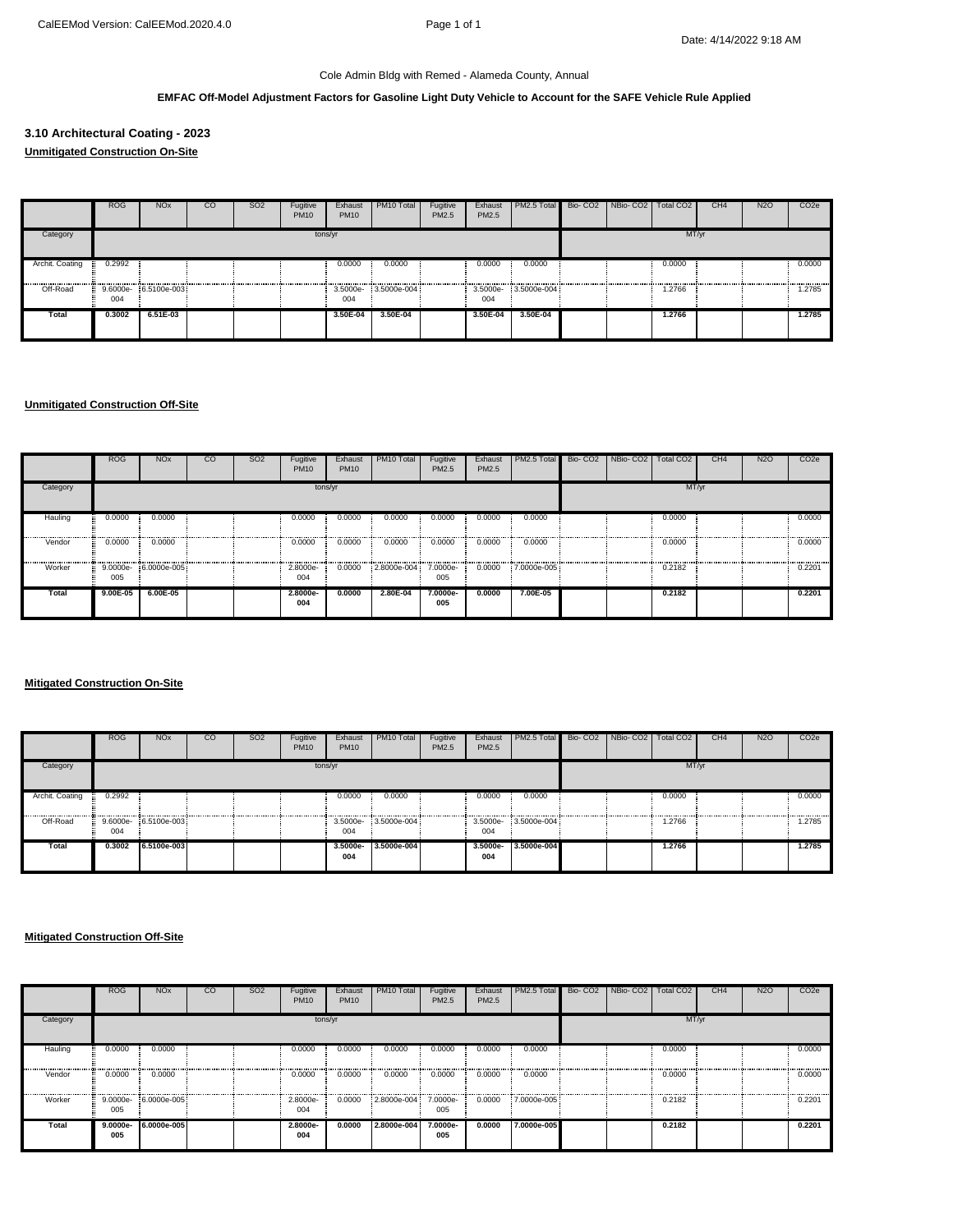Cole Admin Bldg with Remed - Alameda County, Annual

**EMFAC Off-Model Adjustment Factors for Gasoline Light Duty Vehicle to Account for the SAFE Vehicle Rule Applied**

### 3.10 Architectural Coating - 2023

**Unmitigated Construction On-Site**

| | ROG | NOx | CO | SO2 | Fugitive PM10 | Exhaust PM10 | PM10 Total | Fugitive PM2.5 | Exhaust PM2.5 | PM2.5 Total | Bio- CO2 | NBio- CO2 | Total CO2 | CH4 | N2O | CO2e |
|---|---|---|---|---|---|---|---|---|---|---|---|---|---|---|---|---|
| Category | tons/yr | | | | | | | | | | MT/yr | | | | | |
| Archit. Coating | 0.2992 | | | | | 0.0000 | 0.0000 | | 0.0000 | 0.0000 | | | 0.0000 | | | 0.0000 |
| Off-Road | 9.6000e-004 | 6.5100e-003 | | | | 3.5000e-004 | 3.5000e-004 | | 3.5000e-004 | 3.5000e-004 | | | 1.2766 | | | 1.2785 |
| **Total** | **0.3002** | **6.51E-03** | | | | **3.50E-04** | **3.50E-04** | | **3.50E-04** | **3.50E-04** | | | **1.2766** | | | **1.2785** |

**Unmitigated Construction Off-Site**

| | ROG | NOx | CO | SO2 | Fugitive PM10 | Exhaust PM10 | PM10 Total | Fugitive PM2.5 | Exhaust PM2.5 | PM2.5 Total | Bio- CO2 | NBio- CO2 | Total CO2 | CH4 | N2O | CO2e |
|---|---|---|---|---|---|---|---|---|---|---|---|---|---|---|---|---|
| Category | tons/yr | | | | | | | | | | MT/yr | | | | | |
| Hauling | 0.0000 | 0.0000 | | | 0.0000 | 0.0000 | 0.0000 | 0.0000 | 0.0000 | 0.0000 | | | 0.0000 | | | 0.0000 |
| Vendor | 0.0000 | 0.0000 | | | 0.0000 | 0.0000 | 0.0000 | 0.0000 | 0.0000 | 0.0000 | | | 0.0000 | | | 0.0000 |
| Worker | 9.0000e-005 | 6.0000e-005 | | | 2.8000e-004 | 0.0000 | 2.8000e-004 | 7.0000e-005 | 0.0000 | 7.0000e-005 | | | 0.2182 | | | 0.2201 |
| **Total** | **9.00E-05** | **6.00E-05** | | | **2.8000e-004** | **0.0000** | **2.80E-04** | **7.0000e-005** | **0.0000** | **7.00E-05** | | | **0.2182** | | | **0.2201** |

**Mitigated Construction On-Site**

| | ROG | NOx | CO | SO2 | Fugitive PM10 | Exhaust PM10 | PM10 Total | Fugitive PM2.5 | Exhaust PM2.5 | PM2.5 Total | Bio- CO2 | NBio- CO2 | Total CO2 | CH4 | N2O | CO2e |
|---|---|---|---|---|---|---|---|---|---|---|---|---|---|---|---|---|
| Category | tons/yr | | | | | | | | | | MT/yr | | | | | |
| Archit. Coating | 0.2992 | | | | | 0.0000 | 0.0000 | | 0.0000 | 0.0000 | | | 0.0000 | | | 0.0000 |
| Off-Road | 9.6000e-004 | 6.5100e-003 | | | | 3.5000e-004 | 3.5000e-004 | | 3.5000e-004 | 3.5000e-004 | | | 1.2766 | | | 1.2785 |
| **Total** | **0.3002** | **6.5100e-003** | | | | **3.5000e-004** | **3.5000e-004** | | **3.5000e-004** | **3.5000e-004** | | | **1.2766** | | | **1.2785** |

**Mitigated Construction Off-Site**

| | ROG | NOx | CO | SO2 | Fugitive PM10 | Exhaust PM10 | PM10 Total | Fugitive PM2.5 | Exhaust PM2.5 | PM2.5 Total | Bio- CO2 | NBio- CO2 | Total CO2 | CH4 | N2O | CO2e |
|---|---|---|---|---|---|---|---|---|---|---|---|---|---|---|---|---|
| Category | tons/yr | | | | | | | | | | MT/yr | | | | | |
| Hauling | 0.0000 | 0.0000 | | | 0.0000 | 0.0000 | 0.0000 | 0.0000 | 0.0000 | 0.0000 | | | 0.0000 | | | 0.0000 |
| Vendor | 0.0000 | 0.0000 | | | 0.0000 | 0.0000 | 0.0000 | 0.0000 | 0.0000 | 0.0000 | | | 0.0000 | | | 0.0000 |
| Worker | 9.0000e-005 | 6.0000e-005 | | | 2.8000e-004 | 0.0000 | 2.8000e-004 | 7.0000e-005 | 0.0000 | 7.0000e-005 | | | 0.2182 | | | 0.2201 |
| **Total** | **9.0000e-005** | **6.0000e-005** | | | **2.8000e-004** | **0.0000** | **2.8000e-004** | **7.0000e-005** | **0.0000** | **7.0000e-005** | | | **0.2182** | | | **0.2201** |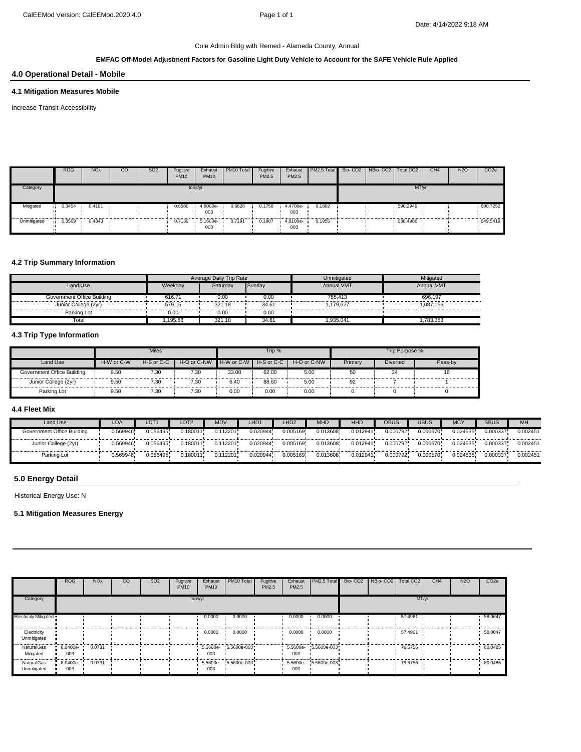Cole Admin Bldg with Remed - Alameda County, Annual

**EMFAC Off-Model Adjustment Factors for Gasoline Light Duty Vehicle to Account for the SAFE Vehicle Rule Applied**

## 4.0 Operational Detail - Mobile

### 4.1 Mitigation Measures Mobile

Increase Transit Accessibility

| | ROG | NOx | CO | SO2 | Fugitive PM10 | Exhaust PM10 | PM10 Total | Fugitive PM2.5 | Exhaust PM2.5 | PM2.5 Total | Bio- CO2 | NBio- CO2 | Total CO2 | CH4 | N2O | CO2e |
|---|---|---|---|---|---|---|---|---|---|---|---|---|---|---|---|---|
| Category | tons/yr | | | | | | | | | | MT/yr | | | | | |
| Mitigated | 0.3454 | 0.4101 | | | 0.6580 | 4.8000e-003 | 0.6628 | 0.1758 | 4.4700e-003 | 0.1802 | | | 590.2949 | | | 600.7252 |
| Unmitigated | 0.3569 | 0.4343 | | | 0.7139 | 5.1600e-003 | 0.7191 | 0.1907 | 4.8100e-003 | 0.1955 | | | 638.4986 | | | 649.5419 |

### 4.2 Trip Summary Information

| | Average Daily Trip Rate | | | Unmitigated | Mitigated |
|---|---|---|---|---|---|
| Land Use | Weekday | Saturday | Sunday | Annual VMT | Annual VMT |
| Government Office Building | 616.71 | 0.00 | 0.00 | 755,413 | 696,197 |
| Junior College (2yr) | 579.15 | 321.18 | 34.61 | 1,179,627 | 1,087,156 |
| Parking Lot | 0.00 | 0.00 | 0.00 | | |
| Total | 1,195.86 | 321.18 | 34.61 | 1,935,041 | 1,783,353 |

### 4.3 Trip Type Information

| | Miles | | | Trip % | | | Trip Purpose % | | |
|---|---|---|---|---|---|---|---|---|---|
| Land Use | H-W or C-W | H-S or C-C | H-O or C-NW | H-W or C-W | H-S or C-C | H-O or C-NW | Primary | Diverted | Pass-by |
| Government Office Building | 9.50 | 7.30 | 7.30 | 33.00 | 62.00 | 5.00 | 50 | 34 | 16 |
| Junior College (2yr) | 9.50 | 7.30 | 7.30 | 6.40 | 88.60 | 5.00 | 92 | 7 | 1 |
| Parking Lot | 9.50 | 7.30 | 7.30 | 0.00 | 0.00 | 0.00 | 0 | 0 | 0 |

### 4.4 Fleet Mix

| Land Use | LDA | LDT1 | LDT2 | MDV | LHD1 | LHD2 | MHD | HHD | OBUS | UBUS | MCY | SBUS | MH |
|---|---|---|---|---|---|---|---|---|---|---|---|---|---|
| Government Office Building | 0.569946 | 0.056495 | 0.180011 | 0.112201 | 0.020944 | 0.005169 | 0.013608 | 0.012941 | 0.000792 | 0.000570 | 0.024535 | 0.000337 | 0.002451 |
| Junior College (2yr) | 0.569946 | 0.056495 | 0.180011 | 0.112201 | 0.020944 | 0.005169 | 0.013608 | 0.012941 | 0.000792 | 0.000570 | 0.024535 | 0.000337 | 0.002451 |
| Parking Lot | 0.569946 | 0.056495 | 0.180011 | 0.112201 | 0.020944 | 0.005169 | 0.013608 | 0.012941 | 0.000792 | 0.000570 | 0.024535 | 0.000337 | 0.002451 |

## 5.0 Energy Detail

Historical Energy Use: N

### 5.1 Mitigation Measures Energy

| | ROG | NOx | CO | SO2 | Fugitive PM10 | Exhaust PM10 | PM10 Total | Fugitive PM2.5 | Exhaust PM2.5 | PM2.5 Total | Bio- CO2 | NBio- CO2 | Total CO2 | CH4 | N2O | CO2e |
|---|---|---|---|---|---|---|---|---|---|---|---|---|---|---|---|---|
| Category | tons/yr | | | | | | | | | | MT/yr | | | | | |
| Electricity Mitigated | | | | | | 0.0000 | 0.0000 | | 0.0000 | 0.0000 | | | 57.4961 | | | 58.0647 |
| Electricity Unmitigated | | | | | | 0.0000 | 0.0000 | | 0.0000 | 0.0000 | | | 57.4961 | | | 58.0647 |
| NaturalGas Mitigated | 8.0400e-003 | 0.0731 | | | | 5.5600e-003 | 5.5600e-003 | | 5.5600e-003 | 5.5600e-003 | | | 79.5756 | | | 80.0485 |
| NaturalGas Unmitigated | 8.0400e-003 | 0.0731 | | | | 5.5600e-003 | 5.5600e-003 | | 5.5600e-003 | 5.5600e-003 | | | 79.5756 | | | 80.0485 |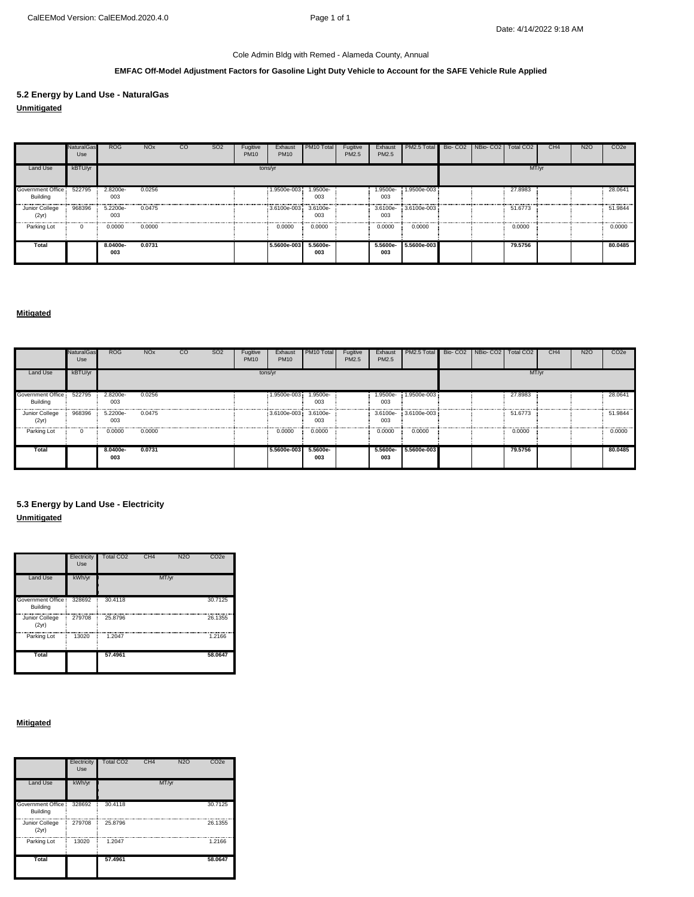Cole Admin Bldg with Remed - Alameda County, Annual

**EMFAC Off-Model Adjustment Factors for Gasoline Light Duty Vehicle to Account for the SAFE Vehicle Rule Applied**

## 5.2 Energy by Land Use - NaturalGas

**Unmitigated**

| | NaturalGas Use | ROG | NOx | CO | SO2 | Fugitive PM10 | Exhaust PM10 | PM10 Total | Fugitive PM2.5 | Exhaust PM2.5 | PM2.5 Total | Bio- CO2 | NBio- CO2 | Total CO2 | CH4 | N2O | CO2e |
|---|---|---|---|---|---|---|---|---|---|---|---|---|---|---|---|---|---|
| Land Use | kBTU/yr | tons/yr | | | | | | | | | | MT/yr | | | | | |
| Government Office Building | 522795 | 2.8200e-003 | 0.0256 | | | | 1.9500e-003 | 1.9500e-003 | | 1.9500e-003 | 1.9500e-003 | | | 27.8983 | | | 28.0641 |
| Junior College (2yr) | 968396 | 5.2200e-003 | 0.0475 | | | | 3.6100e-003 | 3.6100e-003 | | 3.6100e-003 | 3.6100e-003 | | | 51.6773 | | | 51.9844 |
| Parking Lot | 0 | 0.0000 | 0.0000 | | | | 0.0000 | 0.0000 | | 0.0000 | 0.0000 | | | 0.0000 | | | 0.0000 |
| **Total** | | **8.0400e-003** | **0.0731** | | | | **5.5600e-003** | **5.5600e-003** | | **5.5600e-003** | **5.5600e-003** | | | **79.5756** | | | **80.0485** |

**Mitigated**

| | NaturalGas Use | ROG | NOx | CO | SO2 | Fugitive PM10 | Exhaust PM10 | PM10 Total | Fugitive PM2.5 | Exhaust PM2.5 | PM2.5 Total | Bio- CO2 | NBio- CO2 | Total CO2 | CH4 | N2O | CO2e |
|---|---|---|---|---|---|---|---|---|---|---|---|---|---|---|---|---|---|
| Land Use | kBTU/yr | tons/yr | | | | | | | | | | MT/yr | | | | | |
| Government Office Building | 522795 | 2.8200e-003 | 0.0256 | | | | 1.9500e-003 | 1.9500e-003 | | 1.9500e-003 | 1.9500e-003 | | | 27.8983 | | | 28.0641 |
| Junior College (2yr) | 968396 | 5.2200e-003 | 0.0475 | | | | 3.6100e-003 | 3.6100e-003 | | 3.6100e-003 | 3.6100e-003 | | | 51.6773 | | | 51.9844 |
| Parking Lot | 0 | 0.0000 | 0.0000 | | | | 0.0000 | 0.0000 | | 0.0000 | 0.0000 | | | 0.0000 | | | 0.0000 |
| **Total** | | **8.0400e-003** | **0.0731** | | | | **5.5600e-003** | **5.5600e-003** | | **5.5600e-003** | **5.5600e-003** | | | **79.5756** | | | **80.0485** |

## 5.3 Energy by Land Use - Electricity

**Unmitigated**

| | Electricity Use | Total CO2 | CH4 | N2O | CO2e |
|---|---|---|---|---|---|
| Land Use | kWh/yr | MT/yr | | | |
| Government Office Building | 328692 | 30.4118 | | | 30.7125 |
| Junior College (2yr) | 279708 | 25.8796 | | | 26.1355 |
| Parking Lot | 13020 | 1.2047 | | | 1.2166 |
| **Total** | | **57.4961** | | | **58.0647** |

**Mitigated**

| | Electricity Use | Total CO2 | CH4 | N2O | CO2e |
|---|---|---|---|---|---|
| Land Use | kWh/yr | MT/yr | | | |
| Government Office Building | 328692 | 30.4118 | | | 30.7125 |
| Junior College (2yr) | 279708 | 25.8796 | | | 26.1355 |
| Parking Lot | 13020 | 1.2047 | | | 1.2166 |
| **Total** | | **57.4961** | | | **58.0647** |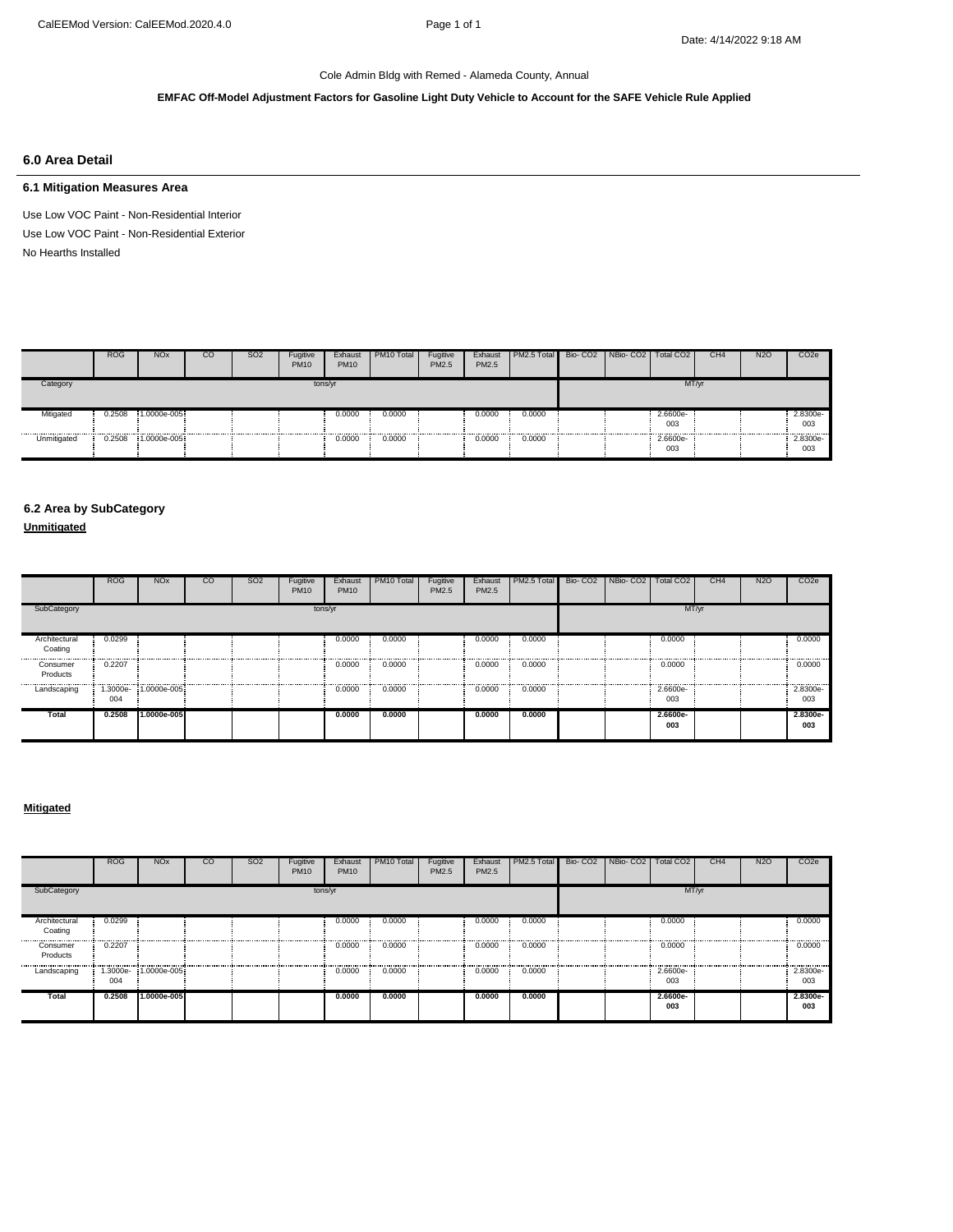Cole Admin Bldg with Remed - Alameda County, Annual

**EMFAC Off-Model Adjustment Factors for Gasoline Light Duty Vehicle to Account for the SAFE Vehicle Rule Applied**

## 6.0 Area Detail

### 6.1 Mitigation Measures Area

Use Low VOC Paint - Non-Residential Interior

Use Low VOC Paint - Non-Residential Exterior

No Hearths Installed

| | ROG | NOx | CO | SO2 | Fugitive PM10 | Exhaust PM10 | PM10 Total | Fugitive PM2.5 | Exhaust PM2.5 | PM2.5 Total | Bio- CO2 | NBio- CO2 | Total CO2 | CH4 | N2O | CO2e |
|---|---|---|---|---|---|---|---|---|---|---|---|---|---|---|---|---|
| Category | tons/yr | | | | | | | | | | MT/yr | | | | | |
| Mitigated | 0.2508 | 1.0000e-005 | | | | 0.0000 | 0.0000 | | 0.0000 | 0.0000 | | | 2.6600e-003 | | | 2.8300e-003 |
| Unmitigated | 0.2508 | 1.0000e-005 | | | | 0.0000 | 0.0000 | | 0.0000 | 0.0000 | | | 2.6600e-003 | | | 2.8300e-003 |

### 6.2 Area by SubCategory

**Unmitigated**

| | ROG | NOx | CO | SO2 | Fugitive PM10 | Exhaust PM10 | PM10 Total | Fugitive PM2.5 | Exhaust PM2.5 | PM2.5 Total | Bio- CO2 | NBio- CO2 | Total CO2 | CH4 | N2O | CO2e |
|---|---|---|---|---|---|---|---|---|---|---|---|---|---|---|---|---|
| SubCategory | tons/yr | | | | | | | | | | MT/yr | | | | | |
| Architectural Coating | 0.0299 | | | | | 0.0000 | 0.0000 | | 0.0000 | 0.0000 | | | 0.0000 | | | 0.0000 |
| Consumer Products | 0.2207 | | | | | 0.0000 | 0.0000 | | 0.0000 | 0.0000 | | | 0.0000 | | | 0.0000 |
| Landscaping | 1.3000e-004 | 1.0000e-005 | | | | 0.0000 | 0.0000 | | 0.0000 | 0.0000 | | | 2.6600e-003 | | | 2.8300e-003 |
| **Total** | **0.2508** | **1.0000e-005** | | | | **0.0000** | **0.0000** | | **0.0000** | **0.0000** | | | **2.6600e-003** | | | **2.8300e-003** |

**Mitigated**

| | ROG | NOx | CO | SO2 | Fugitive PM10 | Exhaust PM10 | PM10 Total | Fugitive PM2.5 | Exhaust PM2.5 | PM2.5 Total | Bio- CO2 | NBio- CO2 | Total CO2 | CH4 | N2O | CO2e |
|---|---|---|---|---|---|---|---|---|---|---|---|---|---|---|---|---|
| SubCategory | tons/yr | | | | | | | | | | MT/yr | | | | | |
| Architectural Coating | 0.0299 | | | | | 0.0000 | 0.0000 | | 0.0000 | 0.0000 | | | 0.0000 | | | 0.0000 |
| Consumer Products | 0.2207 | | | | | 0.0000 | 0.0000 | | 0.0000 | 0.0000 | | | 0.0000 | | | 0.0000 |
| Landscaping | 1.3000e-004 | 1.0000e-005 | | | | 0.0000 | 0.0000 | | 0.0000 | 0.0000 | | | 2.6600e-003 | | | 2.8300e-003 |
| **Total** | **0.2508** | **1.0000e-005** | | | | **0.0000** | **0.0000** | | **0.0000** | **0.0000** | | | **2.6600e-003** | | | **2.8300e-003** |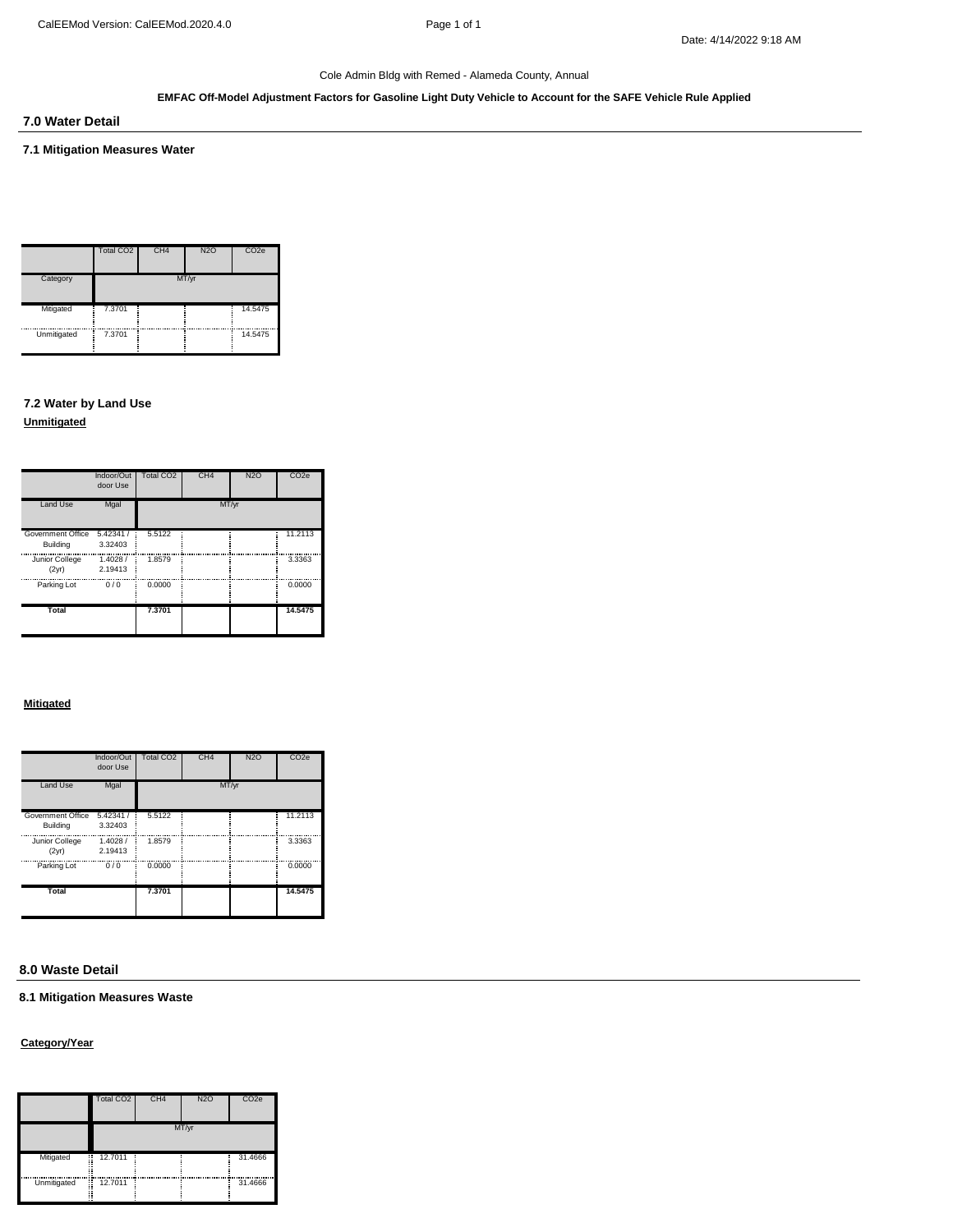Cole Admin Bldg with Remed - Alameda County, Annual

**EMFAC Off-Model Adjustment Factors for Gasoline Light Duty Vehicle to Account for the SAFE Vehicle Rule Applied**

## 7.0 Water Detail

### 7.1 Mitigation Measures Water

| | Total CO2 | CH4 | N2O | CO2e |
|---|---|---|---|---|
| Category | MT/yr | | | |
| Mitigated | 7.3701 | | | 14.5475 |
| Unmitigated | 7.3701 | | | 14.5475 |

### 7.2 Water by Land Use

**Unmitigated**

| | Indoor/Outdoor Use | Total CO2 | CH4 | N2O | CO2e |
|---|---|---|---|---|---|
| Land Use | Mgal | MT/yr | | | |
| Government Office Building | 5.42341 / 3.32403 | 5.5122 | | | 11.2113 |
| Junior College (2yr) | 1.4028 / 2.19413 | 1.8579 | | | 3.3363 |
| Parking Lot | 0 / 0 | 0.0000 | | | 0.0000 |
| **Total** | | **7.3701** | | | **14.5475** |

**Mitigated**

| | Indoor/Outdoor Use | Total CO2 | CH4 | N2O | CO2e |
|---|---|---|---|---|---|
| Land Use | Mgal | MT/yr | | | |
| Government Office Building | 5.42341 / 3.32403 | 5.5122 | | | 11.2113 |
| Junior College (2yr) | 1.4028 / 2.19413 | 1.8579 | | | 3.3363 |
| Parking Lot | 0 / 0 | 0.0000 | | | 0.0000 |
| **Total** | | **7.3701** | | | **14.5475** |

## 8.0 Waste Detail

### 8.1 Mitigation Measures Waste

**Category/Year**

| | Total CO2 | CH4 | N2O | CO2e |
|---|---|---|---|---|
| | MT/yr | | | |
| Mitigated | 12.7011 | | | 31.4666 |
| Unmitigated | 12.7011 | | | 31.4666 |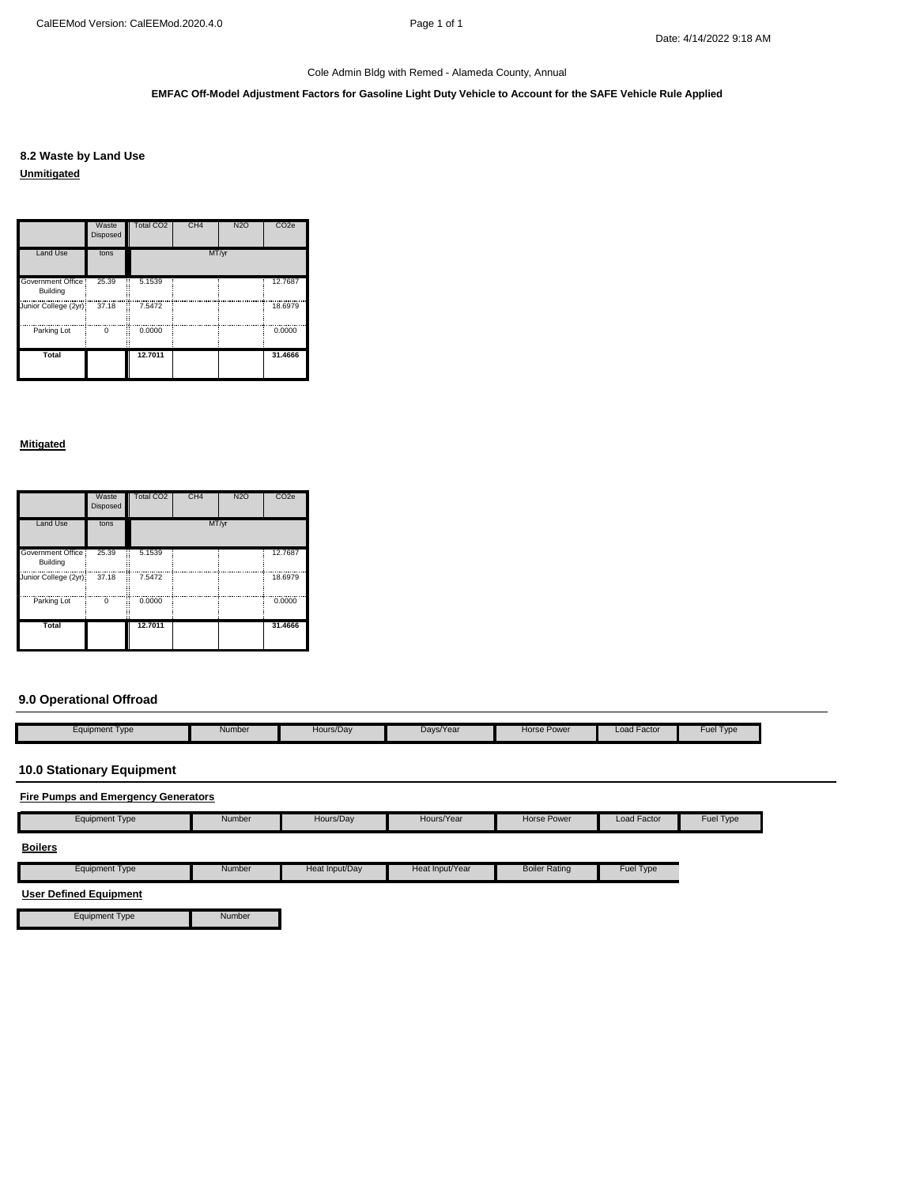Cole Admin Bldg with Remed - Alameda County, Annual

**EMFAC Off-Model Adjustment Factors for Gasoline Light Duty Vehicle to Account for the SAFE Vehicle Rule Applied**

### 8.2 Waste by Land Use

**Unmitigated**

| | Waste Disposed | Total CO2 | CH4 | N2O | CO2e |
|---|---|---|---|---|---|
| Land Use | tons | MT/yr | | | |
| Government Office Building | 25.39 | 5.1539 | | | 12.7687 |
| Junior College (2yr) | 37.18 | 7.5472 | | | 18.6979 |
| Parking Lot | 0 | 0.0000 | | | 0.0000 |
| **Total** | | **12.7011** | | | **31.4666** |

**Mitigated**

| | Waste Disposed | Total CO2 | CH4 | N2O | CO2e |
|---|---|---|---|---|---|
| Land Use | tons | MT/yr | | | |
| Government Office Building | 25.39 | 5.1539 | | | 12.7687 |
| Junior College (2yr) | 37.18 | 7.5472 | | | 18.6979 |
| Parking Lot | 0 | 0.0000 | | | 0.0000 |
| **Total** | | **12.7011** | | | **31.4666** |

## 9.0 Operational Offroad

| Equipment Type | Number | Hours/Day | Days/Year | Horse Power | Load Factor | Fuel Type |
|---|---|---|---|---|---|---|

## 10.0 Stationary Equipment

**Fire Pumps and Emergency Generators**

| Equipment Type | Number | Hours/Day | Hours/Year | Horse Power | Load Factor | Fuel Type |
|---|---|---|---|---|---|---|

**Boilers**

| Equipment Type | Number | Heat Input/Day | Heat Input/Year | Boiler Rating | Fuel Type |
|---|---|---|---|---|---|

**User Defined Equipment**

| Equipment Type | Number |
|---|---|